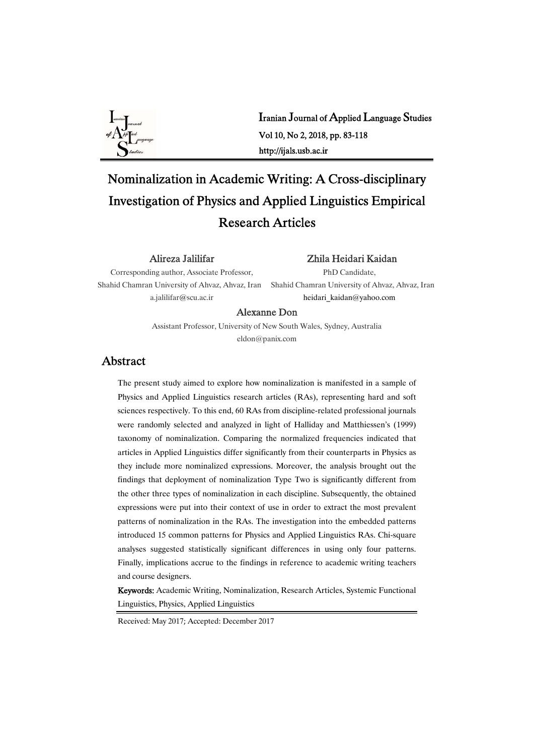# Nominalization in Academic Writing: A Cross-disciplinary Investigation of Physics and Applied Linguistics Empirical Research Articles

**Alireza Jalilifar**
Corresponding author, Associate Professor,
Shahid Chamran University of Ahvaz, Ahvaz, Iran
a.jalilifar@scu.ac.ir

**Zhila Heidari Kaidan**
PhD Candidate,
Shahid Chamran University of Ahvaz, Ahvaz, Iran
heidari_kaidan@yahoo.com

**Alexanne Don**
Assistant Professor, University of New South Wales, Sydney, Australia
eldon@panix.com

## Abstract

The present study aimed to explore how nominalization is manifested in a sample of Physics and Applied Linguistics research articles (RAs), representing hard and soft sciences respectively. To this end, 60 RAs from discipline-related professional journals were randomly selected and analyzed in light of Halliday and Matthiessen's (1999) taxonomy of nominalization. Comparing the normalized frequencies indicated that articles in Applied Linguistics differ significantly from their counterparts in Physics as they include more nominalized expressions. Moreover, the analysis brought out the findings that deployment of nominalization Type Two is significantly different from the other three types of nominalization in each discipline. Subsequently, the obtained expressions were put into their context of use in order to extract the most prevalent patterns of nominalization in the RAs. The investigation into the embedded patterns introduced 15 common patterns for Physics and Applied Linguistics RAs. Chi-square analyses suggested statistically significant differences in using only four patterns. Finally, implications accrue to the findings in reference to academic writing teachers and course designers.

**Keywords:** Academic Writing, Nominalization, Research Articles, Systemic Functional Linguistics, Physics, Applied Linguistics

Received: May 2017; Accepted: December 2017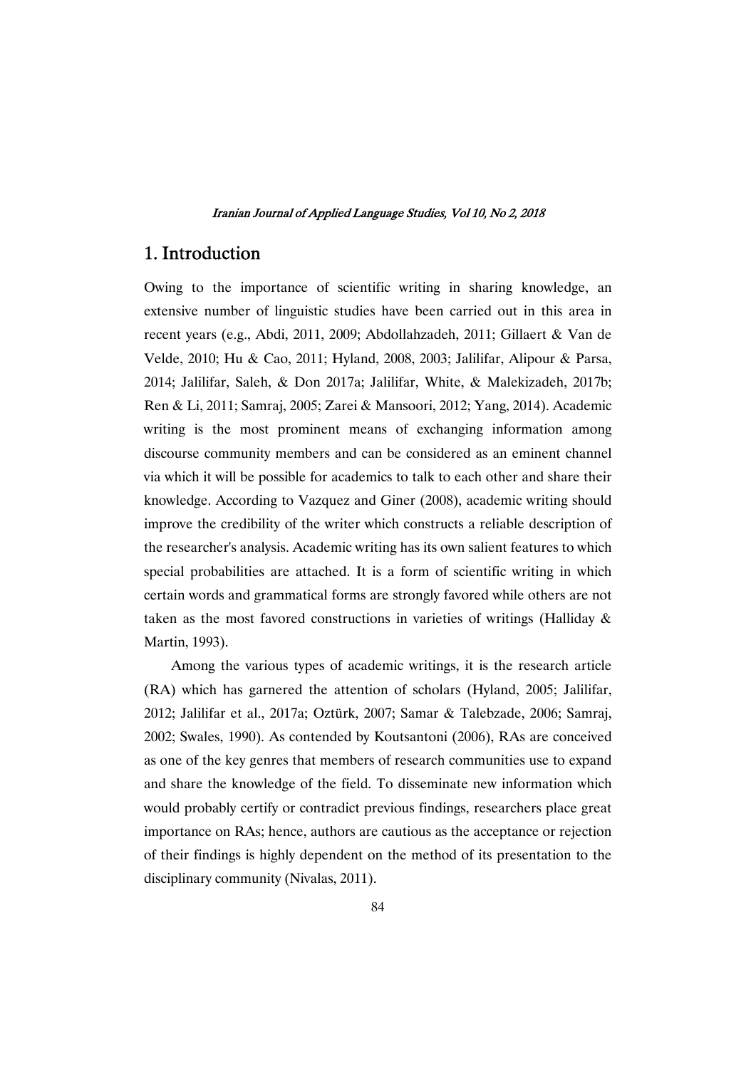## 1. Introduction

Owing to the importance of scientific writing in sharing knowledge, an extensive number of linguistic studies have been carried out in this area in recent years (e.g., Abdi, 2011, 2009; Abdollahzadeh, 2011; Gillaert & Van de Velde, 2010; Hu & Cao, 2011; Hyland, 2008, 2003; Jalilifar, Alipour & Parsa, 2014; Jalilifar, Saleh, & Don 2017a; Jalilifar, White, & Malekizadeh, 2017b; Ren & Li, 2011; Samraj, 2005; Zarei & Mansoori, 2012; Yang, 2014). Academic writing is the most prominent means of exchanging information among discourse community members and can be considered as an eminent channel via which it will be possible for academics to talk to each other and share their knowledge. According to Vazquez and Giner (2008), academic writing should improve the credibility of the writer which constructs a reliable description of the researcher's analysis. Academic writing has its own salient features to which special probabilities are attached. It is a form of scientific writing in which certain words and grammatical forms are strongly favored while others are not taken as the most favored constructions in varieties of writings (Halliday & Martin, 1993).

Among the various types of academic writings, it is the research article (RA) which has garnered the attention of scholars (Hyland, 2005; Jalilifar, 2012; Jalilifar et al., 2017a; Oztürk, 2007; Samar & Talebzade, 2006; Samraj, 2002; Swales, 1990). As contended by Koutsantoni (2006), RAs are conceived as one of the key genres that members of research communities use to expand and share the knowledge of the field. To disseminate new information which would probably certify or contradict previous findings, researchers place great importance on RAs; hence, authors are cautious as the acceptance or rejection of their findings is highly dependent on the method of its presentation to the disciplinary community (Nivalas, 2011).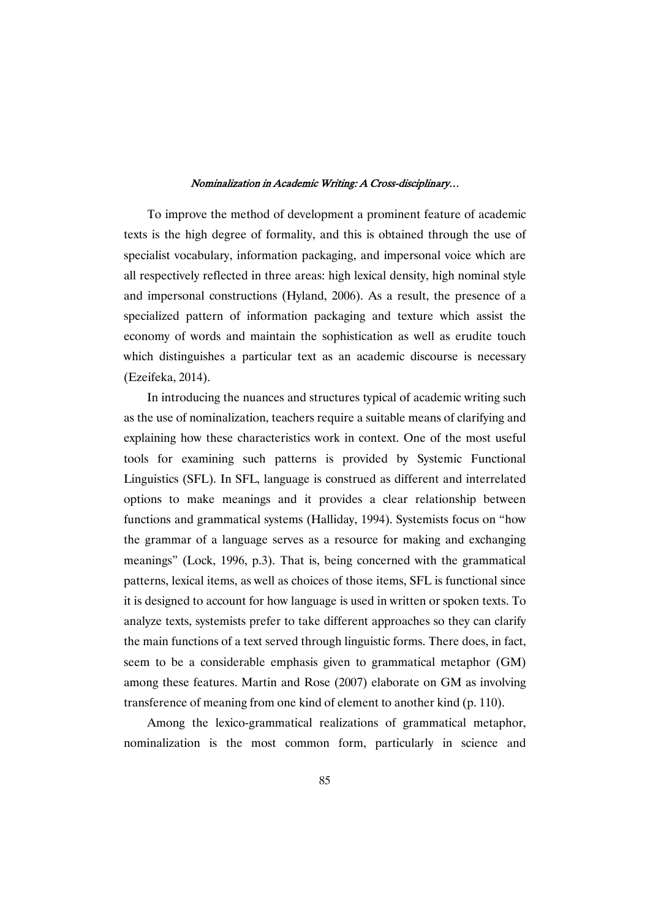To improve the method of development a prominent feature of academic texts is the high degree of formality, and this is obtained through the use of specialist vocabulary, information packaging, and impersonal voice which are all respectively reflected in three areas: high lexical density, high nominal style and impersonal constructions (Hyland, 2006). As a result, the presence of a specialized pattern of information packaging and texture which assist the economy of words and maintain the sophistication as well as erudite touch which distinguishes a particular text as an academic discourse is necessary (Ezeifeka, 2014).

In introducing the nuances and structures typical of academic writing such as the use of nominalization, teachers require a suitable means of clarifying and explaining how these characteristics work in context. One of the most useful tools for examining such patterns is provided by Systemic Functional Linguistics (SFL). In SFL, language is construed as different and interrelated options to make meanings and it provides a clear relationship between functions and grammatical systems (Halliday, 1994). Systemists focus on "how the grammar of a language serves as a resource for making and exchanging meanings" (Lock, 1996, p.3). That is, being concerned with the grammatical patterns, lexical items, as well as choices of those items, SFL is functional since it is designed to account for how language is used in written or spoken texts. To analyze texts, systemists prefer to take different approaches so they can clarify the main functions of a text served through linguistic forms. There does, in fact, seem to be a considerable emphasis given to grammatical metaphor (GM) among these features. Martin and Rose (2007) elaborate on GM as involving transference of meaning from one kind of element to another kind (p. 110).

Among the lexico-grammatical realizations of grammatical metaphor, nominalization is the most common form, particularly in science and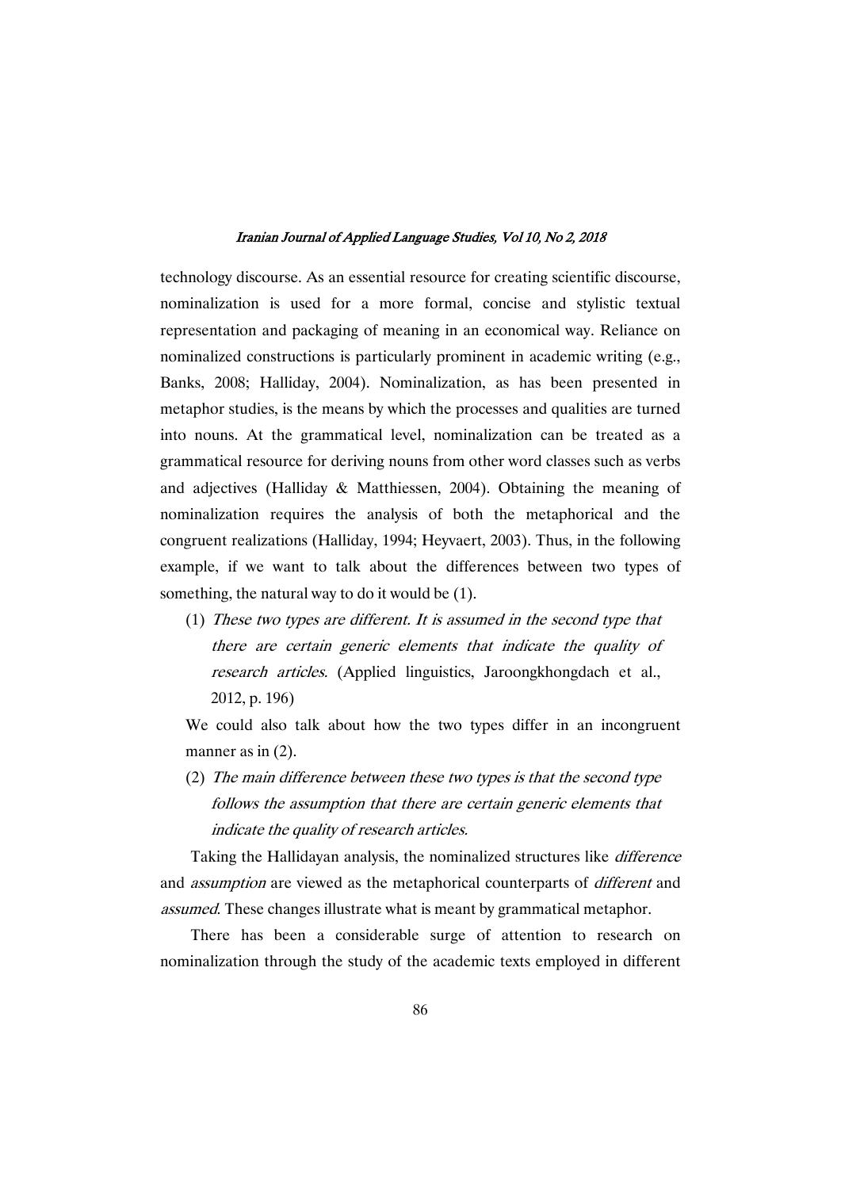technology discourse. As an essential resource for creating scientific discourse, nominalization is used for a more formal, concise and stylistic textual representation and packaging of meaning in an economical way. Reliance on nominalized constructions is particularly prominent in academic writing (e.g., Banks, 2008; Halliday, 2004). Nominalization, as has been presented in metaphor studies, is the means by which the processes and qualities are turned into nouns. At the grammatical level, nominalization can be treated as a grammatical resource for deriving nouns from other word classes such as verbs and adjectives (Halliday & Matthiessen, 2004). Obtaining the meaning of nominalization requires the analysis of both the metaphorical and the congruent realizations (Halliday, 1994; Heyvaert, 2003). Thus, in the following example, if we want to talk about the differences between two types of something, the natural way to do it would be (1).

(1) *These two types are different. It is assumed in the second type that there are certain generic elements that indicate the quality of research articles.* (Applied linguistics, Jaroongkhongdach et al., 2012, p. 196)

We could also talk about how the two types differ in an incongruent manner as in (2).

(2) *The main difference between these two types is that the second type follows the assumption that there are certain generic elements that indicate the quality of research articles.*

Taking the Hallidayan analysis, the nominalized structures like *difference* and *assumption* are viewed as the metaphorical counterparts of *different* and *assumed*. These changes illustrate what is meant by grammatical metaphor.

There has been a considerable surge of attention to research on nominalization through the study of the academic texts employed in different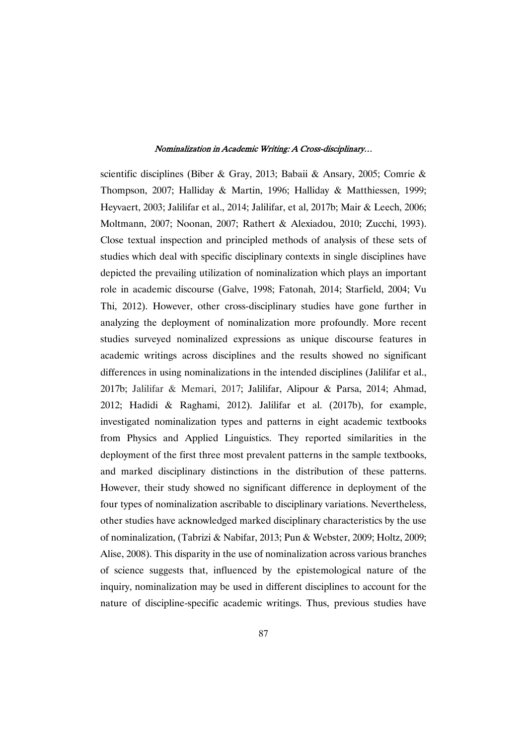scientific disciplines (Biber & Gray, 2013; Babaii & Ansary, 2005; Comrie & Thompson, 2007; Halliday & Martin, 1996; Halliday & Matthiessen, 1999; Heyvaert, 2003; Jalilifar et al., 2014; Jalilifar, et al, 2017b; Mair & Leech, 2006; Moltmann, 2007; Noonan, 2007; Rathert & Alexiadou, 2010; Zucchi, 1993). Close textual inspection and principled methods of analysis of these sets of studies which deal with specific disciplinary contexts in single disciplines have depicted the prevailing utilization of nominalization which plays an important role in academic discourse (Galve, 1998; Fatonah, 2014; Starfield, 2004; Vu Thi, 2012). However, other cross-disciplinary studies have gone further in analyzing the deployment of nominalization more profoundly. More recent studies surveyed nominalized expressions as unique discourse features in academic writings across disciplines and the results showed no significant differences in using nominalizations in the intended disciplines (Jalilifar et al., 2017b; Jalilifar & Memari, 2017; Jalilifar, Alipour & Parsa, 2014; Ahmad, 2012; Hadidi & Raghami, 2012). Jalilifar et al. (2017b), for example, investigated nominalization types and patterns in eight academic textbooks from Physics and Applied Linguistics. They reported similarities in the deployment of the first three most prevalent patterns in the sample textbooks, and marked disciplinary distinctions in the distribution of these patterns. However, their study showed no significant difference in deployment of the four types of nominalization ascribable to disciplinary variations. Nevertheless, other studies have acknowledged marked disciplinary characteristics by the use of nominalization, (Tabrizi & Nabifar, 2013; Pun & Webster, 2009; Holtz, 2009; Alise, 2008). This disparity in the use of nominalization across various branches of science suggests that, influenced by the epistemological nature of the inquiry, nominalization may be used in different disciplines to account for the nature of discipline-specific academic writings. Thus, previous studies have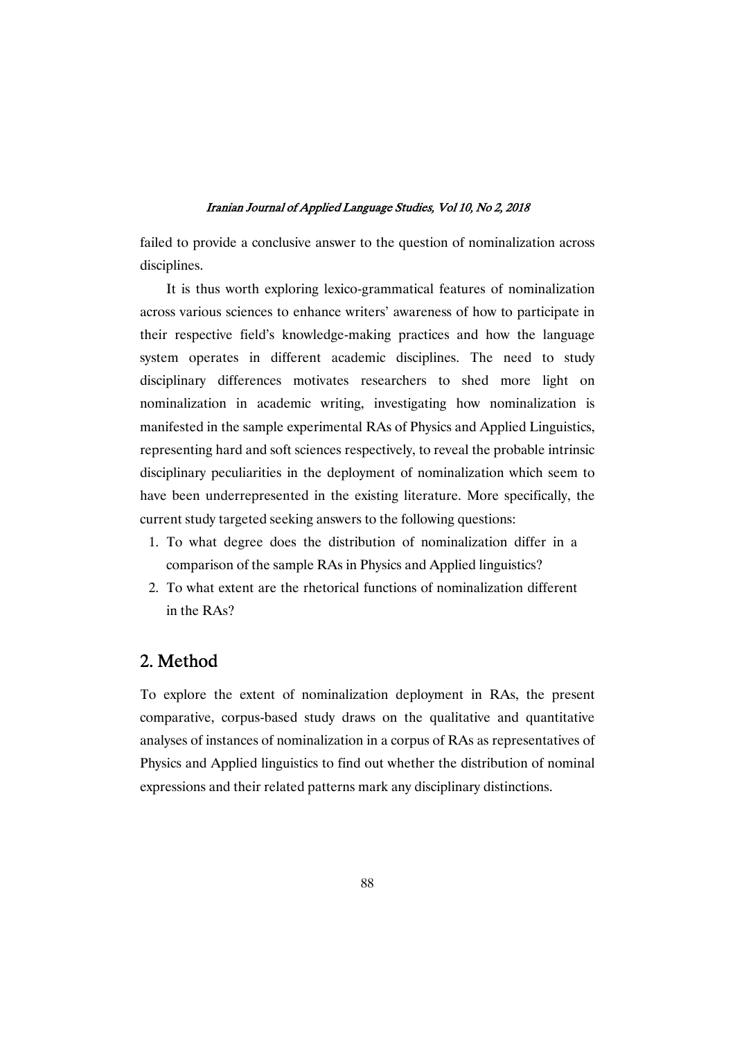failed to provide a conclusive answer to the question of nominalization across disciplines.

It is thus worth exploring lexico-grammatical features of nominalization across various sciences to enhance writers' awareness of how to participate in their respective field's knowledge-making practices and how the language system operates in different academic disciplines. The need to study disciplinary differences motivates researchers to shed more light on nominalization in academic writing, investigating how nominalization is manifested in the sample experimental RAs of Physics and Applied Linguistics, representing hard and soft sciences respectively, to reveal the probable intrinsic disciplinary peculiarities in the deployment of nominalization which seem to have been underrepresented in the existing literature. More specifically, the current study targeted seeking answers to the following questions:

1. To what degree does the distribution of nominalization differ in a comparison of the sample RAs in Physics and Applied linguistics?
2. To what extent are the rhetorical functions of nominalization different in the RAs?

## 2. Method

To explore the extent of nominalization deployment in RAs, the present comparative, corpus-based study draws on the qualitative and quantitative analyses of instances of nominalization in a corpus of RAs as representatives of Physics and Applied linguistics to find out whether the distribution of nominal expressions and their related patterns mark any disciplinary distinctions.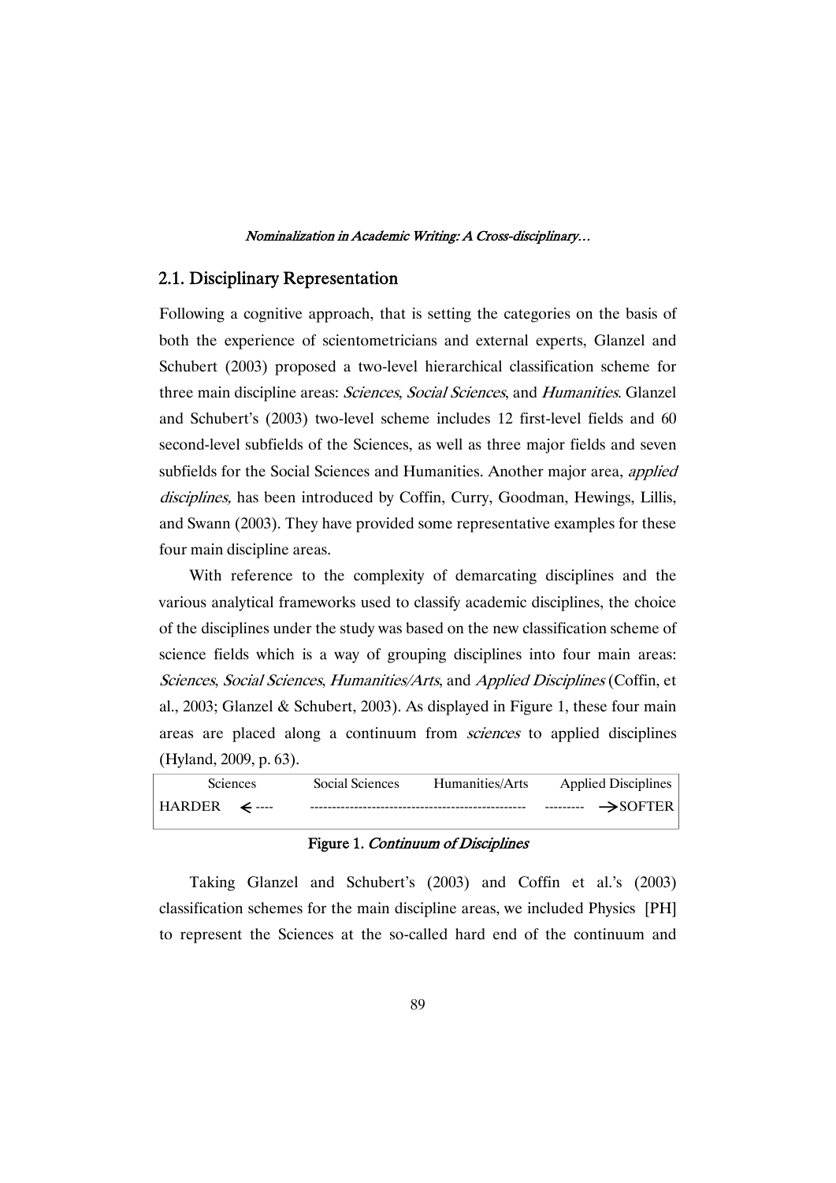## 2.1. Disciplinary Representation

Following a cognitive approach, that is setting the categories on the basis of both the experience of scientometricians and external experts, Glanzel and Schubert (2003) proposed a two-level hierarchical classification scheme for three main discipline areas: *Sciences*, *Social Sciences*, and *Humanities*. Glanzel and Schubert's (2003) two-level scheme includes 12 first-level fields and 60 second-level subfields of the Sciences, as well as three major fields and seven subfields for the Social Sciences and Humanities. Another major area, *applied disciplines,* has been introduced by Coffin, Curry, Goodman, Hewings, Lillis, and Swann (2003). They have provided some representative examples for these four main discipline areas.

With reference to the complexity of demarcating disciplines and the various analytical frameworks used to classify academic disciplines, the choice of the disciplines under the study was based on the new classification scheme of science fields which is a way of grouping disciplines into four main areas: *Sciences*, *Social Sciences*, *Humanities/Arts*, and *Applied Disciplines* (Coffin, et al., 2003; Glanzel & Schubert, 2003). As displayed in Figure 1, these four main areas are placed along a continuum from *sciences* to applied disciplines (Hyland, 2009, p. 63).

| Sciences | Social Sciences | Humanities/Arts | Applied Disciplines |
|---|---|---|---|
| HARDER ← ---- | ------------------------------------------------ | | --------- → SOFTER |

**Figure 1.** ***Continuum of Disciplines***

Taking Glanzel and Schubert's (2003) and Coffin et al.'s (2003) classification schemes for the main discipline areas, we included Physics [PH] to represent the Sciences at the so-called hard end of the continuum and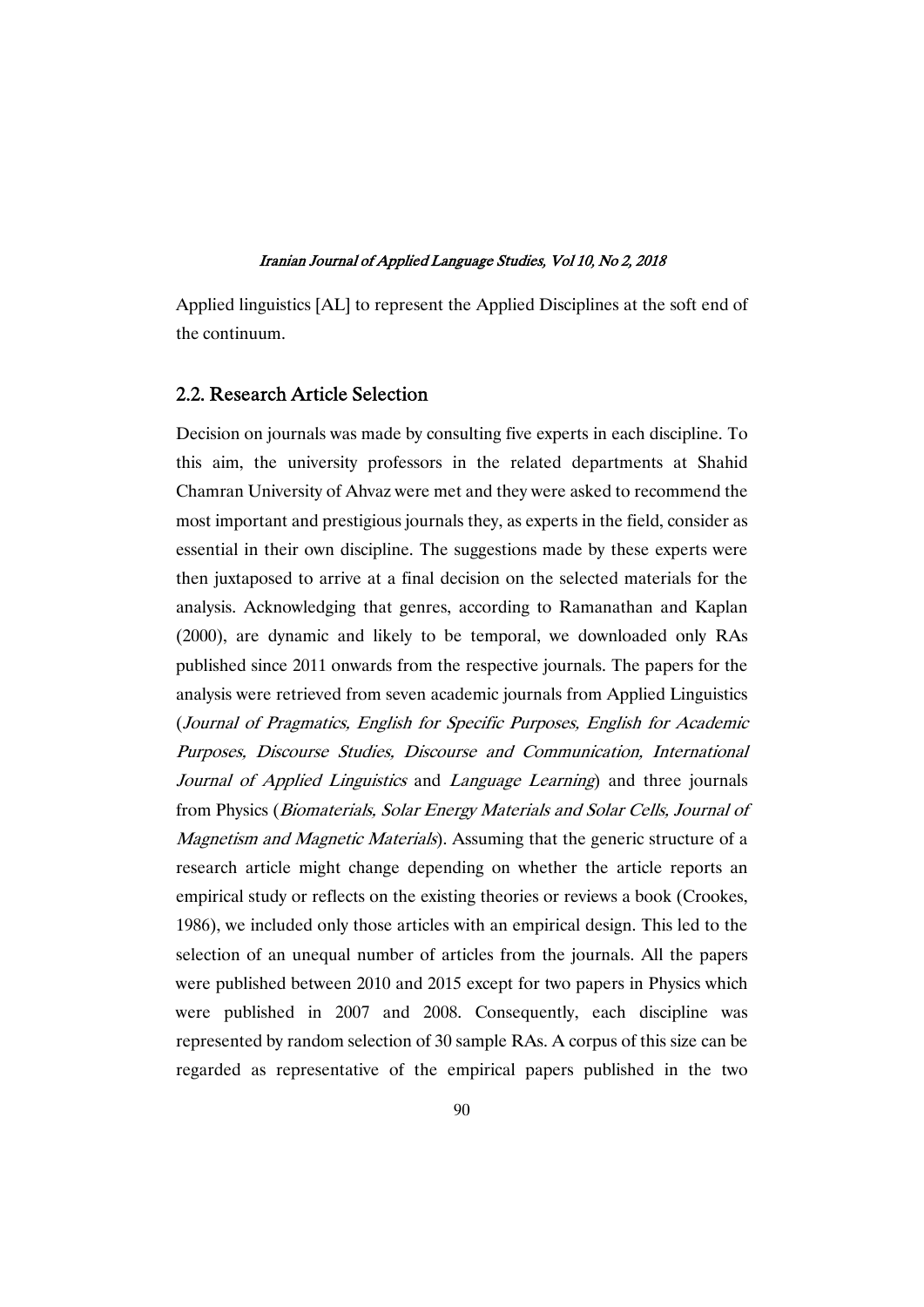Applied linguistics [AL] to represent the Applied Disciplines at the soft end of the continuum.

## 2.2. Research Article Selection

Decision on journals was made by consulting five experts in each discipline. To this aim, the university professors in the related departments at Shahid Chamran University of Ahvaz were met and they were asked to recommend the most important and prestigious journals they, as experts in the field, consider as essential in their own discipline. The suggestions made by these experts were then juxtaposed to arrive at a final decision on the selected materials for the analysis. Acknowledging that genres, according to Ramanathan and Kaplan (2000), are dynamic and likely to be temporal, we downloaded only RAs published since 2011 onwards from the respective journals. The papers for the analysis were retrieved from seven academic journals from Applied Linguistics (*Journal of Pragmatics, English for Specific Purposes, English for Academic Purposes, Discourse Studies, Discourse and Communication, International Journal of Applied Linguistics* and *Language Learning*) and three journals from Physics (*Biomaterials, Solar Energy Materials and Solar Cells, Journal of Magnetism and Magnetic Materials*). Assuming that the generic structure of a research article might change depending on whether the article reports an empirical study or reflects on the existing theories or reviews a book (Crookes, 1986), we included only those articles with an empirical design. This led to the selection of an unequal number of articles from the journals. All the papers were published between 2010 and 2015 except for two papers in Physics which were published in 2007 and 2008. Consequently, each discipline was represented by random selection of 30 sample RAs. A corpus of this size can be regarded as representative of the empirical papers published in the two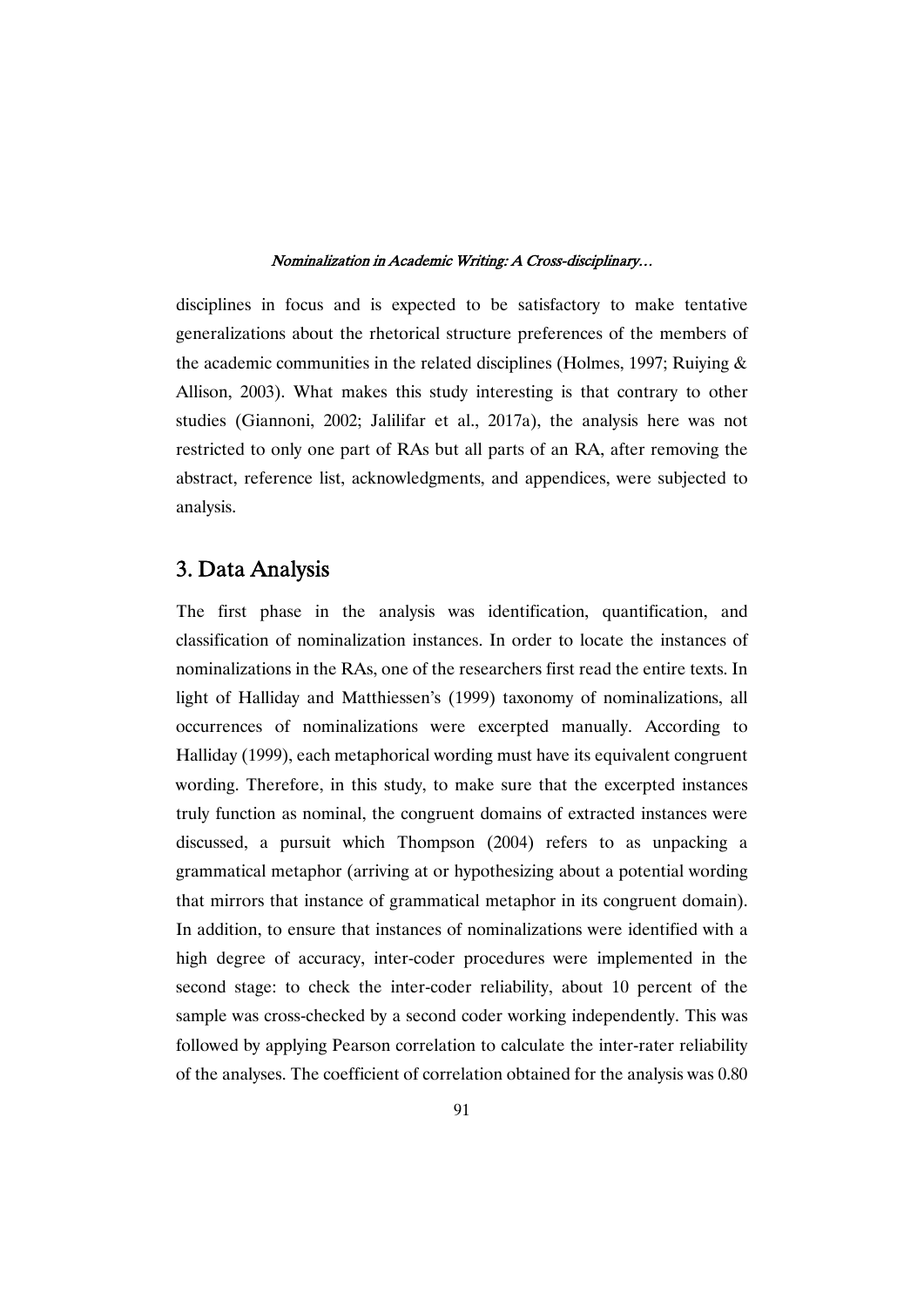disciplines in focus and is expected to be satisfactory to make tentative generalizations about the rhetorical structure preferences of the members of the academic communities in the related disciplines (Holmes, 1997; Ruiying & Allison, 2003). What makes this study interesting is that contrary to other studies (Giannoni, 2002; Jalilifar et al., 2017a), the analysis here was not restricted to only one part of RAs but all parts of an RA, after removing the abstract, reference list, acknowledgments, and appendices, were subjected to analysis.

## 3. Data Analysis

The first phase in the analysis was identification, quantification, and classification of nominalization instances. In order to locate the instances of nominalizations in the RAs, one of the researchers first read the entire texts. In light of Halliday and Matthiessen's (1999) taxonomy of nominalizations, all occurrences of nominalizations were excerpted manually. According to Halliday (1999), each metaphorical wording must have its equivalent congruent wording. Therefore, in this study, to make sure that the excerpted instances truly function as nominal, the congruent domains of extracted instances were discussed, a pursuit which Thompson (2004) refers to as unpacking a grammatical metaphor (arriving at or hypothesizing about a potential wording that mirrors that instance of grammatical metaphor in its congruent domain). In addition, to ensure that instances of nominalizations were identified with a high degree of accuracy, inter-coder procedures were implemented in the second stage: to check the inter-coder reliability, about 10 percent of the sample was cross-checked by a second coder working independently. This was followed by applying Pearson correlation to calculate the inter-rater reliability of the analyses. The coefficient of correlation obtained for the analysis was 0.80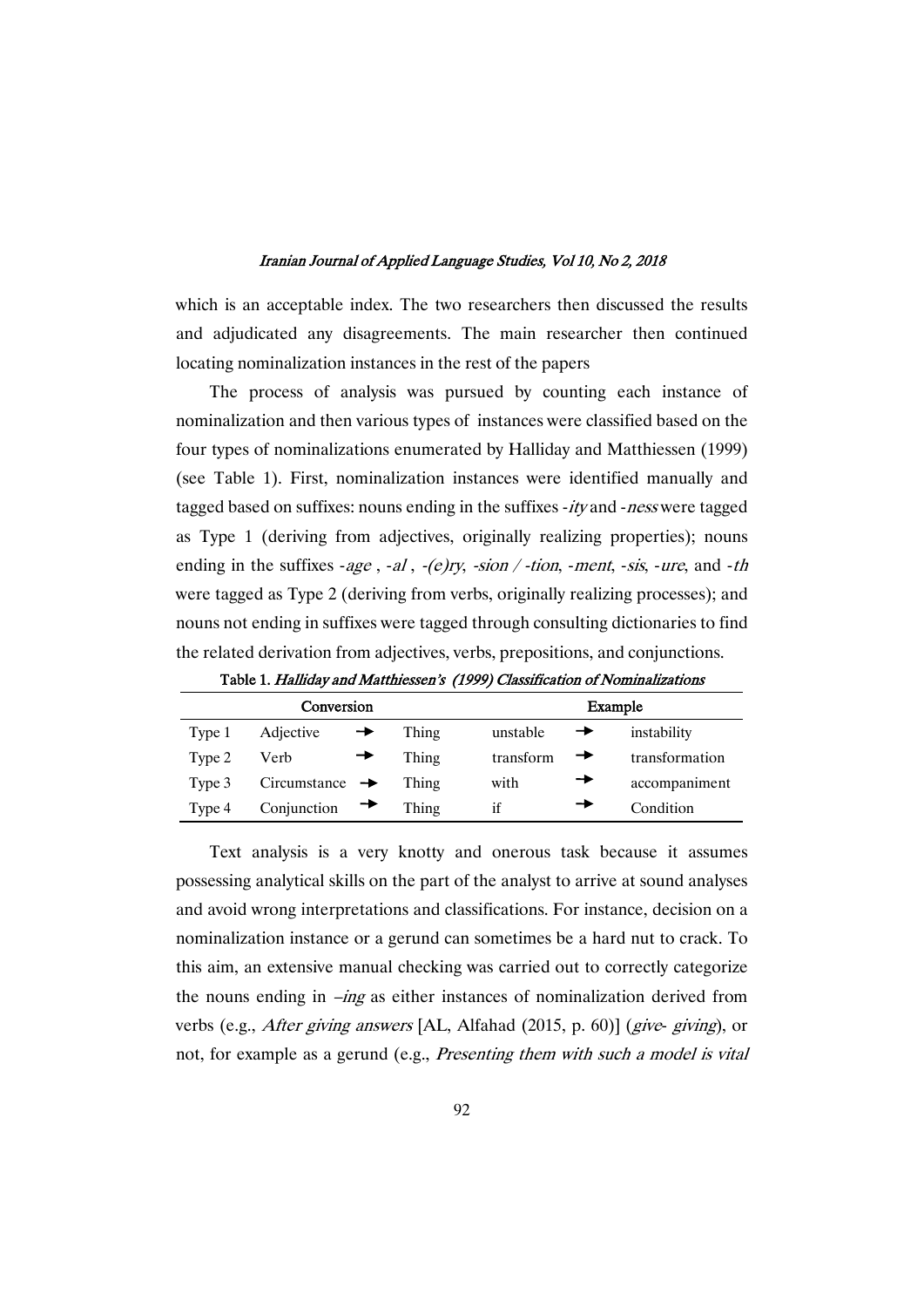which is an acceptable index. The two researchers then discussed the results and adjudicated any disagreements. The main researcher then continued locating nominalization instances in the rest of the papers

The process of analysis was pursued by counting each instance of nominalization and then various types of instances were classified based on the four types of nominalizations enumerated by Halliday and Matthiessen (1999) (see Table 1). First, nominalization instances were identified manually and tagged based on suffixes: nouns ending in the suffixes *-ity* and *-ness* were tagged as Type 1 (deriving from adjectives, originally realizing properties); nouns ending in the suffixes *-age* , *-al* , *-(e)ry*, *-sion / -tion*, *-ment*, *-sis*, *-ure*, and *-th* were tagged as Type 2 (deriving from verbs, originally realizing processes); and nouns not ending in suffixes were tagged through consulting dictionaries to find the related derivation from adjectives, verbs, prepositions, and conjunctions.

**Table 1.** *Halliday and Matthiessen's (1999) Classification of Nominalizations*

| Conversion | | | | Example | | |
|---|---|---|---|---|---|---|
| Type 1 | Adjective | → | Thing | unstable | → | instability |
| Type 2 | Verb | → | Thing | transform | → | transformation |
| Type 3 | Circumstance | → | Thing | with | → | accompaniment |
| Type 4 | Conjunction | → | Thing | if | → | Condition |

Text analysis is a very knotty and onerous task because it assumes possessing analytical skills on the part of the analyst to arrive at sound analyses and avoid wrong interpretations and classifications. For instance, decision on a nominalization instance or a gerund can sometimes be a hard nut to crack. To this aim, an extensive manual checking was carried out to correctly categorize the nouns ending in *–ing* as either instances of nominalization derived from verbs (e.g., *After giving answers* [AL, Alfahad (2015, p. 60)] (*give- giving*), or not, for example as a gerund (e.g., *Presenting them with such a model is vital*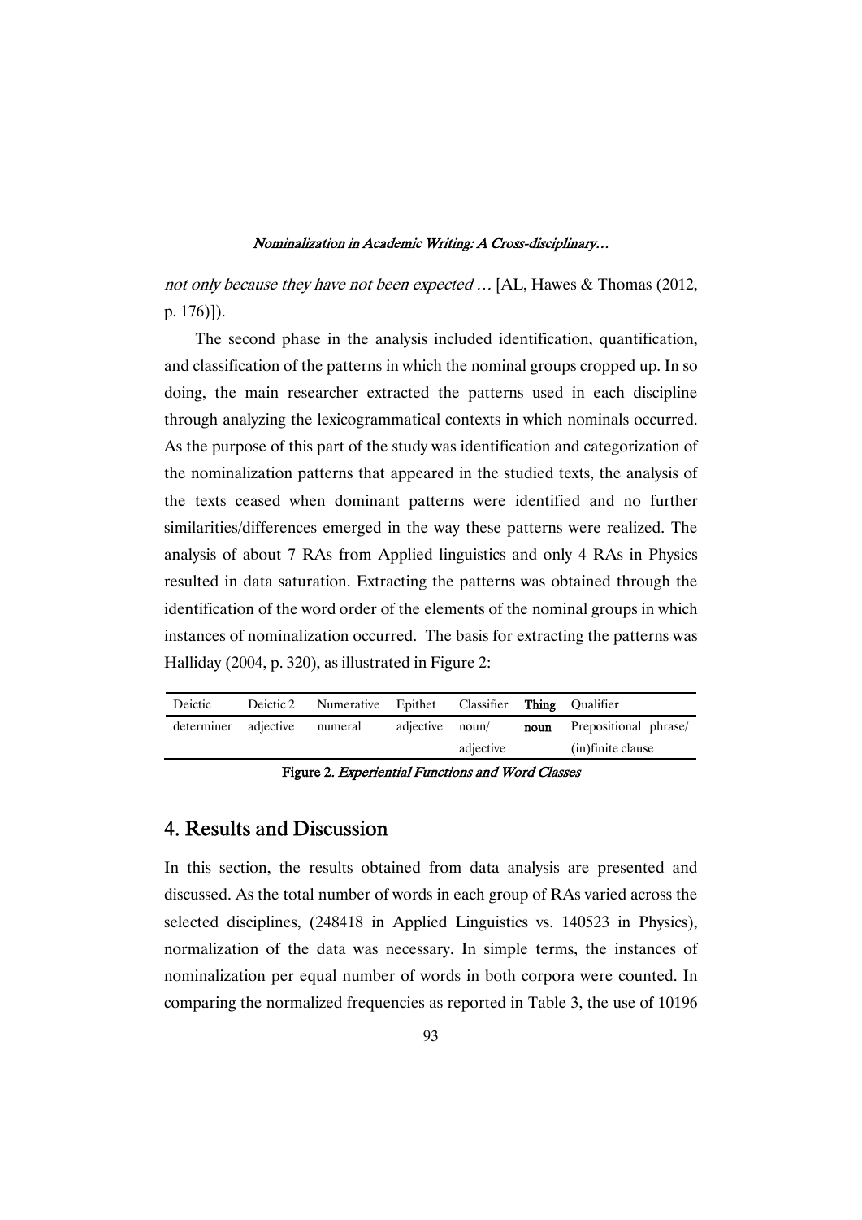*not only because they have not been expected …* [AL, Hawes & Thomas (2012, p. 176)]).

The second phase in the analysis included identification, quantification, and classification of the patterns in which the nominal groups cropped up. In so doing, the main researcher extracted the patterns used in each discipline through analyzing the lexicogrammatical contexts in which nominals occurred. As the purpose of this part of the study was identification and categorization of the nominalization patterns that appeared in the studied texts, the analysis of the texts ceased when dominant patterns were identified and no further similarities/differences emerged in the way these patterns were realized. The analysis of about 7 RAs from Applied linguistics and only 4 RAs in Physics resulted in data saturation. Extracting the patterns was obtained through the identification of the word order of the elements of the nominal groups in which instances of nominalization occurred. The basis for extracting the patterns was Halliday (2004, p. 320), as illustrated in Figure 2:

| Deictic | Deictic 2 | Numerative | Epithet | Classifier | **Thing** | Qualifier |
|---|---|---|---|---|---|---|
| determiner | adjective | numeral | adjective | noun/ adjective | **noun** | Prepositional phrase/ (in)finite clause |

**Figure 2.** *Experiential Functions and Word Classes*

## 4. Results and Discussion

In this section, the results obtained from data analysis are presented and discussed. As the total number of words in each group of RAs varied across the selected disciplines, (248418 in Applied Linguistics vs. 140523 in Physics), normalization of the data was necessary. In simple terms, the instances of nominalization per equal number of words in both corpora were counted. In comparing the normalized frequencies as reported in Table 3, the use of 10196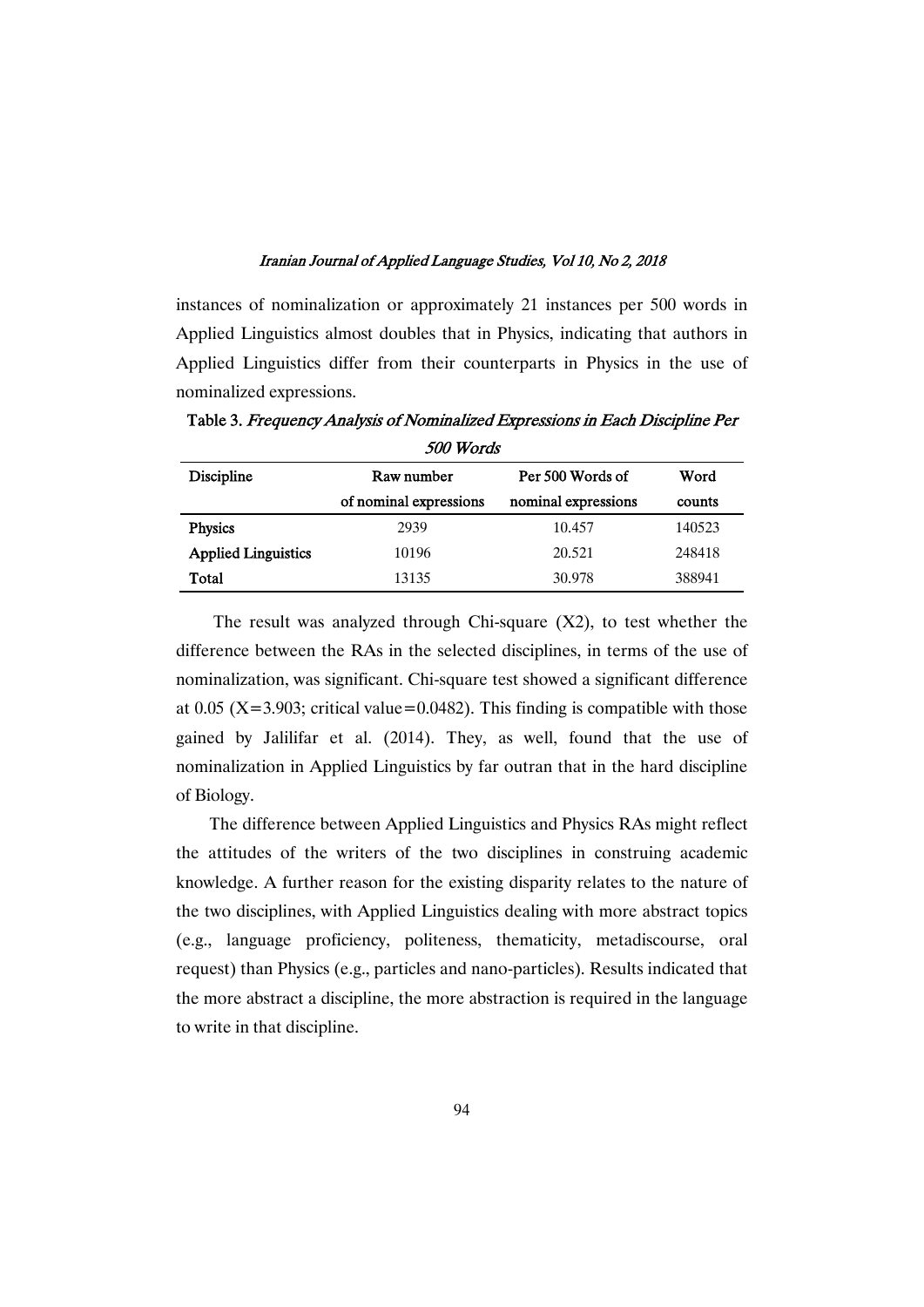instances of nominalization or approximately 21 instances per 500 words in Applied Linguistics almost doubles that in Physics, indicating that authors in Applied Linguistics differ from their counterparts in Physics in the use of nominalized expressions.

Table 3. *Frequency Analysis of Nominalized Expressions in Each Discipline Per 500 Words*

| Discipline | Raw number of nominal expressions | Per 500 Words of nominal expressions | Word counts |
|---|---|---|---|
| **Physics** | 2939 | 10.457 | 140523 |
| **Applied Linguistics** | 10196 | 20.521 | 248418 |
| **Total** | 13135 | 30.978 | 388941 |

The result was analyzed through Chi-square (X2), to test whether the difference between the RAs in the selected disciplines, in terms of the use of nominalization, was significant. Chi-square test showed a significant difference at 0.05 (X=3.903; critical value=0.0482). This finding is compatible with those gained by Jalilifar et al. (2014). They, as well, found that the use of nominalization in Applied Linguistics by far outran that in the hard discipline of Biology.

The difference between Applied Linguistics and Physics RAs might reflect the attitudes of the writers of the two disciplines in construing academic knowledge. A further reason for the existing disparity relates to the nature of the two disciplines, with Applied Linguistics dealing with more abstract topics (e.g., language proficiency, politeness, thematicity, metadiscourse, oral request) than Physics (e.g., particles and nano-particles). Results indicated that the more abstract a discipline, the more abstraction is required in the language to write in that discipline.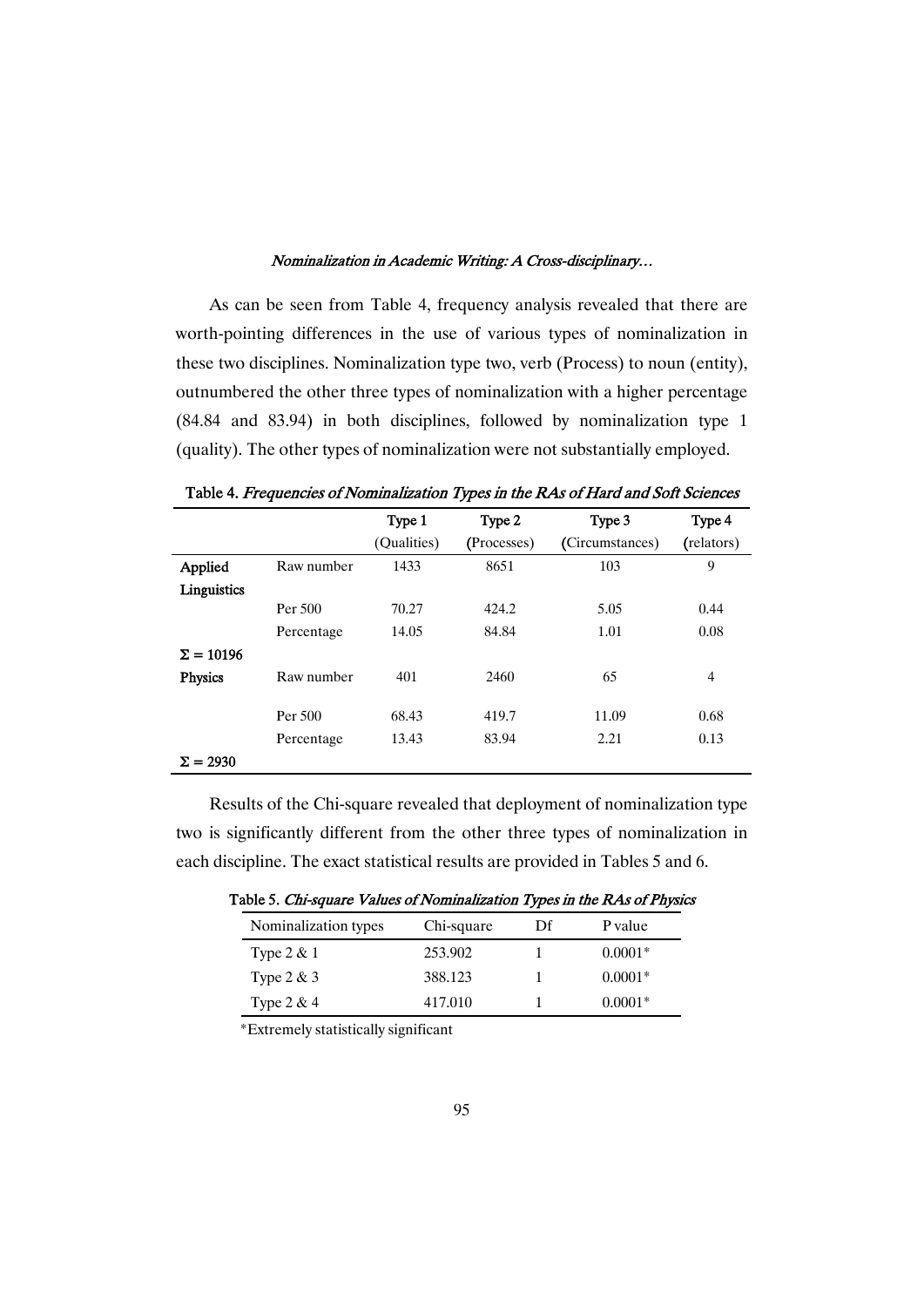As can be seen from Table 4, frequency analysis revealed that there are worth-pointing differences in the use of various types of nominalization in these two disciplines. Nominalization type two, verb (Process) to noun (entity), outnumbered the other three types of nominalization with a higher percentage (84.84 and 83.94) in both disciplines, followed by nominalization type 1 (quality). The other types of nominalization were not substantially employed.

**Table 4.** *Frequencies of Nominalization Types in the RAs of Hard and Soft Sciences*

| | | Type 1 (Qualities) | Type 2 (Processes) | Type 3 (Circumstances) | Type 4 (relators) |
|---|---|---|---|---|---|
| **Applied Linguistics** | Raw number | 1433 | 8651 | 103 | 9 |
| | Per 500 | 70.27 | 424.2 | 5.05 | 0.44 |
| | Percentage | 14.05 | 84.84 | 1.01 | 0.08 |
| **Σ = 10196** | | | | | |
| **Physics** | Raw number | 401 | 2460 | 65 | 4 |
| | Per 500 | 68.43 | 419.7 | 11.09 | 0.68 |
| | Percentage | 13.43 | 83.94 | 2.21 | 0.13 |
| **Σ = 2930** | | | | | |

Results of the Chi-square revealed that deployment of nominalization type two is significantly different from the other three types of nominalization in each discipline. The exact statistical results are provided in Tables 5 and 6.

**Table 5.** *Chi-square Values of Nominalization Types in the RAs of Physics*

| Nominalization types | Chi-square | Df | P value |
|---|---|---|---|
| Type 2 & 1 | 253.902 | 1 | 0.0001* |
| Type 2 & 3 | 388.123 | 1 | 0.0001* |
| Type 2 & 4 | 417.010 | 1 | 0.0001* |

*Extremely statistically significant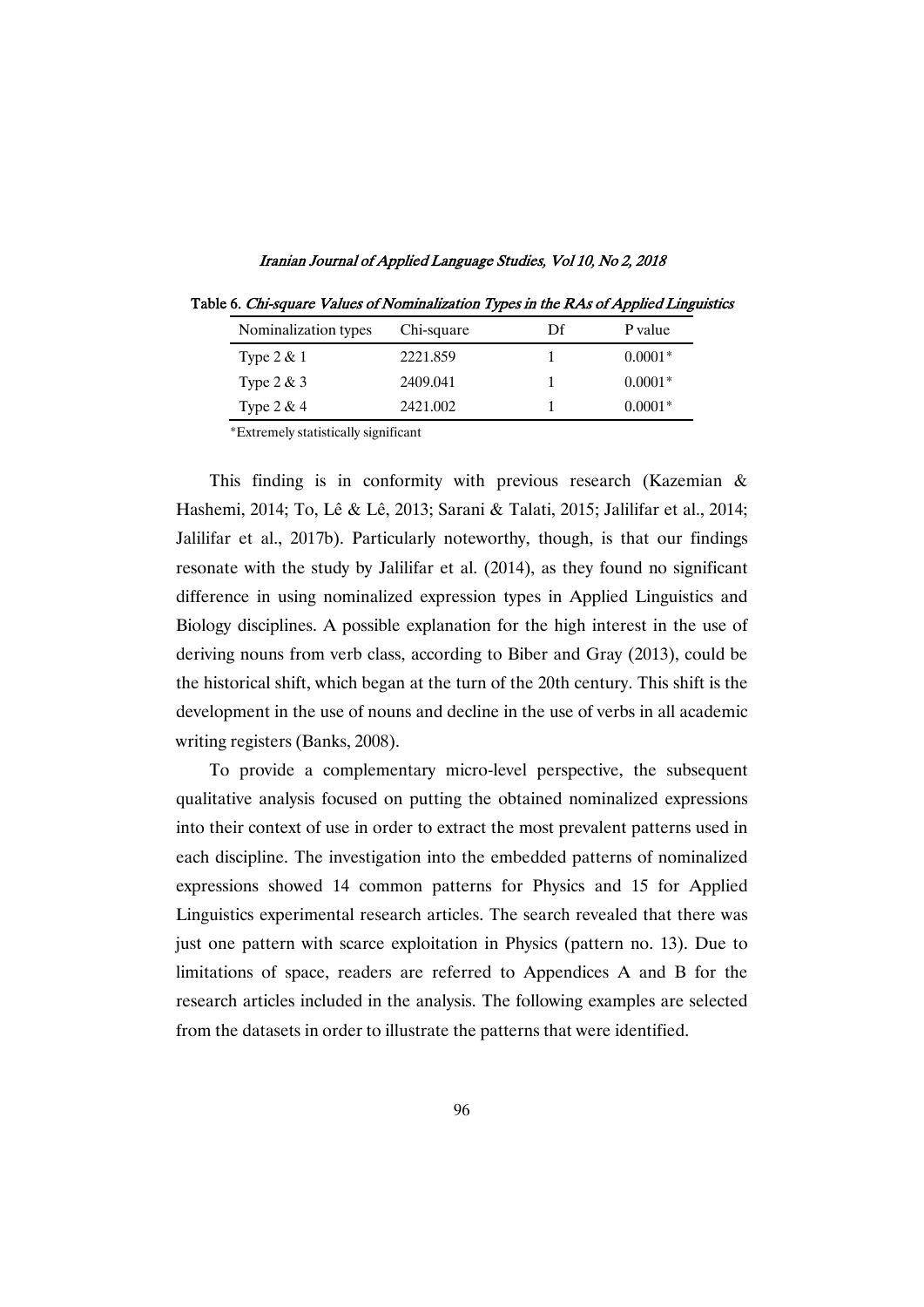Table 6. *Chi-square Values of Nominalization Types in the RAs of Applied Linguistics*

| Nominalization types | Chi-square | Df | P value |
|---|---|---|---|
| Type 2 & 1 | 2221.859 | 1 | 0.0001* |
| Type 2 & 3 | 2409.041 | 1 | 0.0001* |
| Type 2 & 4 | 2421.002 | 1 | 0.0001* |

*Extremely statistically significant

This finding is in conformity with previous research (Kazemian & Hashemi, 2014; To, Lê & Lê, 2013; Sarani & Talati, 2015; Jalilifar et al., 2014; Jalilifar et al., 2017b). Particularly noteworthy, though, is that our findings resonate with the study by Jalilifar et al. (2014), as they found no significant difference in using nominalized expression types in Applied Linguistics and Biology disciplines. A possible explanation for the high interest in the use of deriving nouns from verb class, according to Biber and Gray (2013), could be the historical shift, which began at the turn of the 20th century. This shift is the development in the use of nouns and decline in the use of verbs in all academic writing registers (Banks, 2008).

To provide a complementary micro-level perspective, the subsequent qualitative analysis focused on putting the obtained nominalized expressions into their context of use in order to extract the most prevalent patterns used in each discipline. The investigation into the embedded patterns of nominalized expressions showed 14 common patterns for Physics and 15 for Applied Linguistics experimental research articles. The search revealed that there was just one pattern with scarce exploitation in Physics (pattern no. 13). Due to limitations of space, readers are referred to Appendices A and B for the research articles included in the analysis. The following examples are selected from the datasets in order to illustrate the patterns that were identified.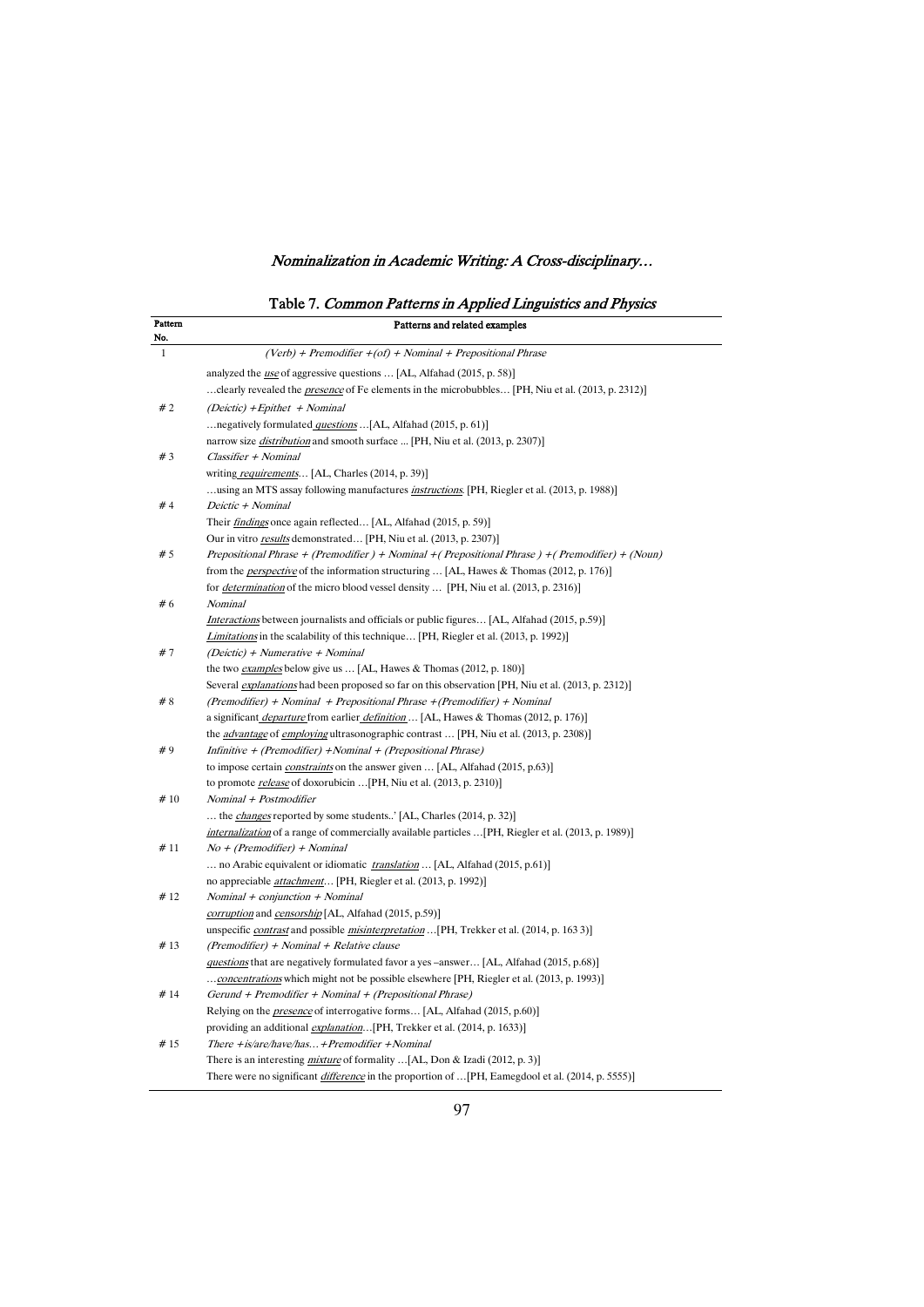Table 7. *Common Patterns in Applied Linguistics and Physics*

| Pattern No. | Patterns and related examples |
|---|---|
| 1 | *(Verb) + Premodifier +(of) + Nominal + Prepositional Phrase* |
| | analyzed the *use* of aggressive questions … [AL, Alfahad (2015, p. 58)] |
| | …clearly revealed the *presence* of Fe elements in the microbubbles… [PH, Niu et al. (2013, p. 2312)] |
| # 2 | *(Deictic) +Epithet + Nominal* |
| | …negatively formulated *questions* …[AL, Alfahad (2015, p. 61)] |
| | narrow size *distribution* and smooth surface ... [PH, Niu et al. (2013, p. 2307)] |
| # 3 | *Classifier + Nominal* |
| | writing *requirements*… [AL, Charles (2014, p. 39)] |
| | …using an MTS assay following manufactures *instructions*. [PH, Riegler et al. (2013, p. 1988)] |
| # 4 | *Deictic + Nominal* |
| | Their *findings* once again reflected… [AL, Alfahad (2015, p. 59)] |
| | Our in vitro *results* demonstrated… [PH, Niu et al. (2013, p. 2307)] |
| # 5 | *Prepositional Phrase + (Premodifier ) + Nominal +( Prepositional Phrase ) +( Premodifier) + (Noun)* |
| | from the *perspective* of the information structuring … [AL, Hawes & Thomas (2012, p. 176)] |
| | for *determination* of the micro blood vessel density … [PH, Niu et al. (2013, p. 2316)] |
| # 6 | *Nominal* |
| | *Interactions* between journalists and officials or public figures… [AL, Alfahad (2015, p.59)] |
| | *Limitations* in the scalability of this technique… [PH, Riegler et al. (2013, p. 1992)] |
| # 7 | *(Deictic) + Numerative + Nominal* |
| | the two *examples* below give us … [AL, Hawes & Thomas (2012, p. 180)] |
| | Several *explanations* had been proposed so far on this observation [PH, Niu et al. (2013, p. 2312)] |
| # 8 | *(Premodifier) + Nominal + Prepositional Phrase +(Premodifier) + Nominal* |
| | a significant *departure* from earlier *definition* … [AL, Hawes & Thomas (2012, p. 176)] |
| | the *advantage* of *employing* ultrasonographic contrast … [PH, Niu et al. (2013, p. 2308)] |
| # 9 | *Infinitive + (Premodifier) +Nominal + (Prepositional Phrase)* |
| | to impose certain *constraints* on the answer given … [AL, Alfahad (2015, p.63)] |
| | to promote *release* of doxorubicin …[PH, Niu et al. (2013, p. 2310)] |
| # 10 | *Nominal + Postmodifier* |
| | … the *changes* reported by some students..' [AL, Charles (2014, p. 32)] |
| | *internalization* of a range of commercially available particles …[PH, Riegler et al. (2013, p. 1989)] |
| # 11 | *No + (Premodifier) + Nominal* |
| | … no Arabic equivalent or idiomatic *translation* … [AL, Alfahad (2015, p.61)] |
| | no appreciable *attachment*… [PH, Riegler et al. (2013, p. 1992)] |
| # 12 | *Nominal + conjunction + Nominal* |
| | *corruption* and *censorship* [AL, Alfahad (2015, p.59)] |
| | unspecific *contrast* and possible *misinterpretation* …[PH, Trekker et al. (2014, p. 163 3)] |
| # 13 | *(Premodifier) + Nominal + Relative clause* |
| | *questions* that are negatively formulated favor a yes –answer… [AL, Alfahad (2015, p.68)] |
| | …*concentrations* which might not be possible elsewhere [PH, Riegler et al. (2013, p. 1993)] |
| # 14 | *Gerund + Premodifier + Nominal + (Prepositional Phrase)* |
| | Relying on the *presence* of interrogative forms… [AL, Alfahad (2015, p.60)] |
| | providing an additional *explanation*…[PH, Trekker et al. (2014, p. 1633)] |
| # 15 | *There +is/are/have/has… +Premodifier +Nominal* |
| | There is an interesting *mixture* of formality …[AL, Don & Izadi (2012, p. 3)] |
| | There were no significant *difference* in the proportion of …[PH, Eamegdool et al. (2014, p. 5555)] |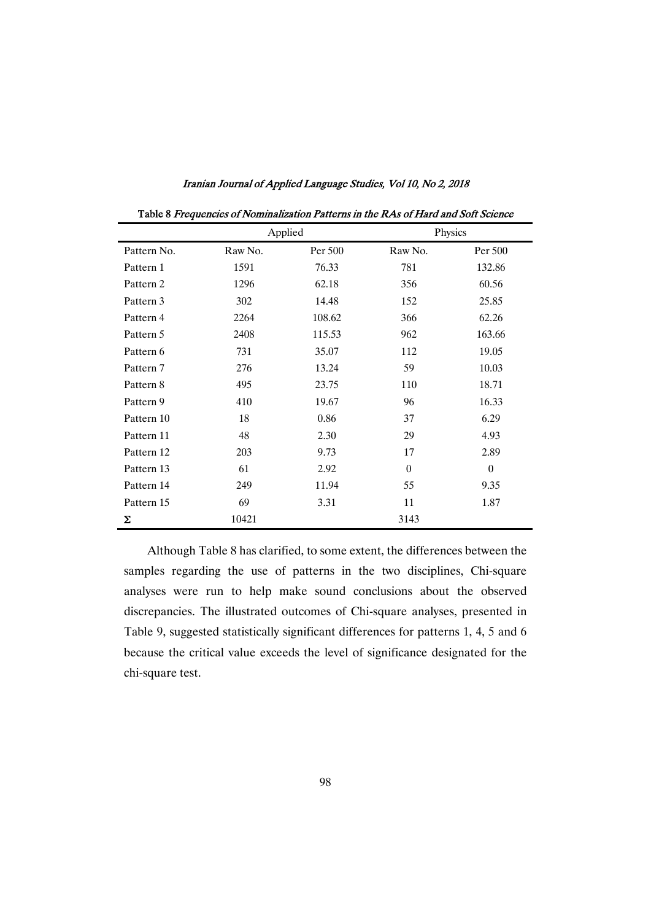Table 8 *Frequencies of Nominalization Patterns in the RAs of Hard and Soft Science*

| | Applied | | Physics | |
|---|---|---|---|---|
| Pattern No. | Raw No. | Per 500 | Raw No. | Per 500 |
| Pattern 1 | 1591 | 76.33 | 781 | 132.86 |
| Pattern 2 | 1296 | 62.18 | 356 | 60.56 |
| Pattern 3 | 302 | 14.48 | 152 | 25.85 |
| Pattern 4 | 2264 | 108.62 | 366 | 62.26 |
| Pattern 5 | 2408 | 115.53 | 962 | 163.66 |
| Pattern 6 | 731 | 35.07 | 112 | 19.05 |
| Pattern 7 | 276 | 13.24 | 59 | 10.03 |
| Pattern 8 | 495 | 23.75 | 110 | 18.71 |
| Pattern 9 | 410 | 19.67 | 96 | 16.33 |
| Pattern 10 | 18 | 0.86 | 37 | 6.29 |
| Pattern 11 | 48 | 2.30 | 29 | 4.93 |
| Pattern 12 | 203 | 9.73 | 17 | 2.89 |
| Pattern 13 | 61 | 2.92 | 0 | 0 |
| Pattern 14 | 249 | 11.94 | 55 | 9.35 |
| Pattern 15 | 69 | 3.31 | 11 | 1.87 |
| Σ | 10421 | | 3143 | |

Although Table 8 has clarified, to some extent, the differences between the samples regarding the use of patterns in the two disciplines, Chi-square analyses were run to help make sound conclusions about the observed discrepancies. The illustrated outcomes of Chi-square analyses, presented in Table 9, suggested statistically significant differences for patterns 1, 4, 5 and 6 because the critical value exceeds the level of significance designated for the chi-square test.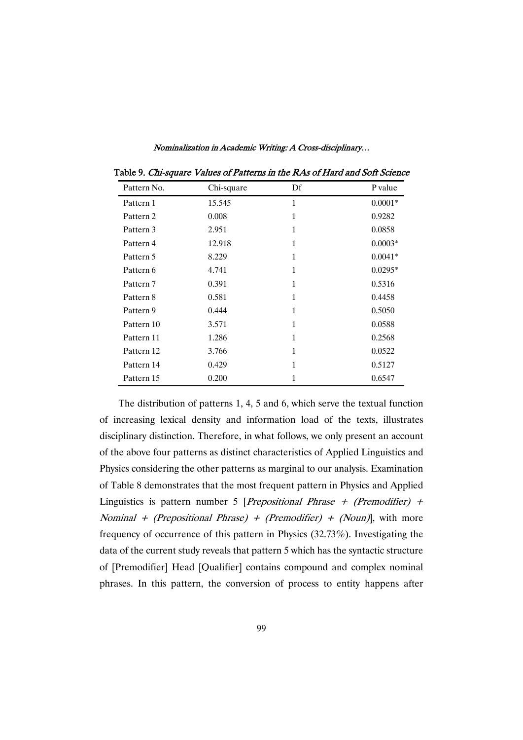Table 9. *Chi-square Values of Patterns in the RAs of Hard and Soft Science*

| Pattern No. | Chi-square | Df | P value |
|---|---|---|---|
| Pattern 1 | 15.545 | 1 | 0.0001* |
| Pattern 2 | 0.008 | 1 | 0.9282 |
| Pattern 3 | 2.951 | 1 | 0.0858 |
| Pattern 4 | 12.918 | 1 | 0.0003* |
| Pattern 5 | 8.229 | 1 | 0.0041* |
| Pattern 6 | 4.741 | 1 | 0.0295* |
| Pattern 7 | 0.391 | 1 | 0.5316 |
| Pattern 8 | 0.581 | 1 | 0.4458 |
| Pattern 9 | 0.444 | 1 | 0.5050 |
| Pattern 10 | 3.571 | 1 | 0.0588 |
| Pattern 11 | 1.286 | 1 | 0.2568 |
| Pattern 12 | 3.766 | 1 | 0.0522 |
| Pattern 14 | 0.429 | 1 | 0.5127 |
| Pattern 15 | 0.200 | 1 | 0.6547 |

The distribution of patterns 1, 4, 5 and 6, which serve the textual function of increasing lexical density and information load of the texts, illustrates disciplinary distinction. Therefore, in what follows, we only present an account of the above four patterns as distinct characteristics of Applied Linguistics and Physics considering the other patterns as marginal to our analysis. Examination of Table 8 demonstrates that the most frequent pattern in Physics and Applied Linguistics is pattern number 5 [*Prepositional Phrase + (Premodifier) + Nominal + (Prepositional Phrase) + (Premodifier) + (Noun)*], with more frequency of occurrence of this pattern in Physics (32.73%). Investigating the data of the current study reveals that pattern 5 which has the syntactic structure of [Premodifier] Head [Qualifier] contains compound and complex nominal phrases. In this pattern, the conversion of process to entity happens after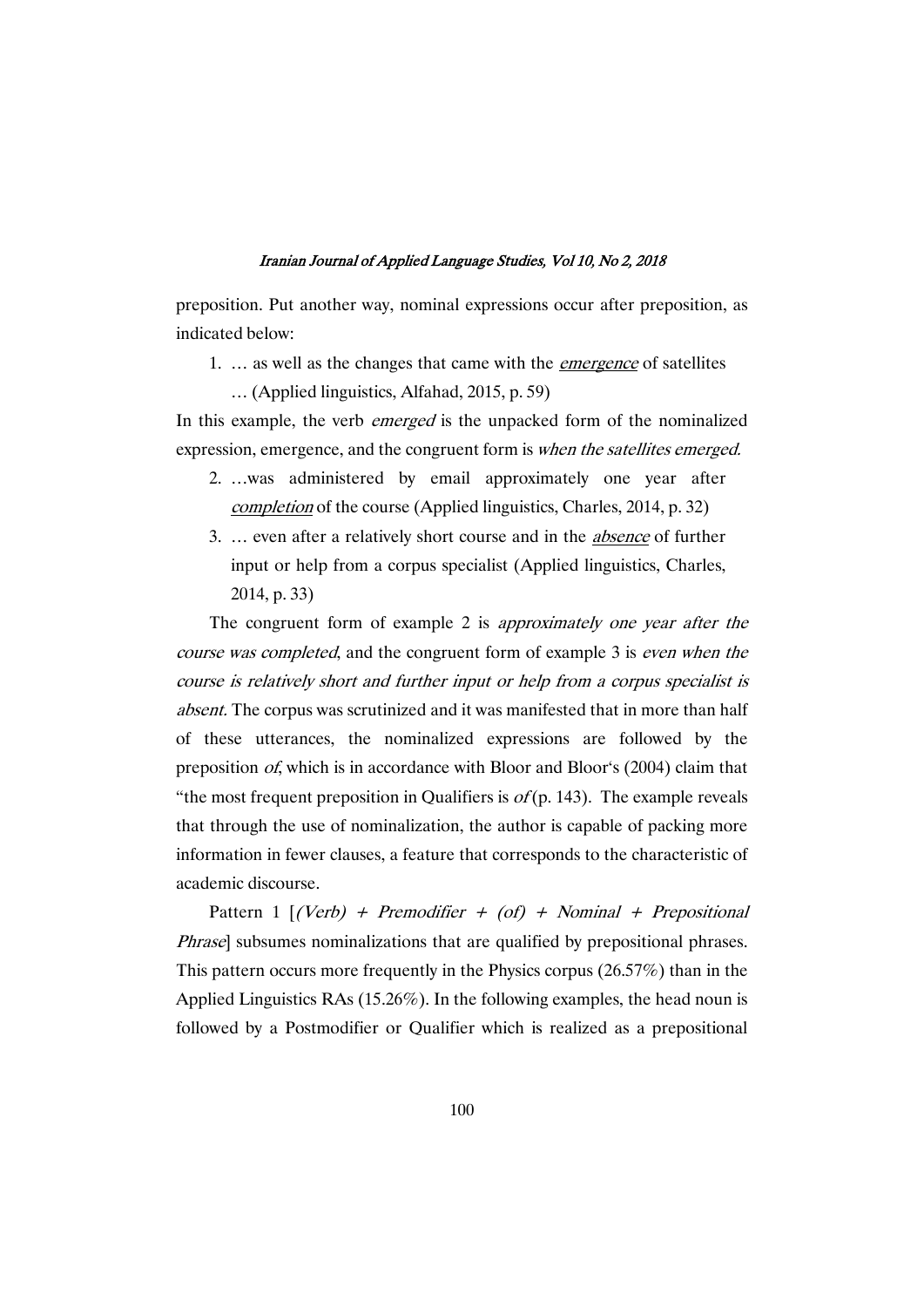preposition. Put another way, nominal expressions occur after preposition, as indicated below:

1. … as well as the changes that came with the *emergence* of satellites … (Applied linguistics, Alfahad, 2015, p. 59)

In this example, the verb *emerged* is the unpacked form of the nominalized expression, emergence, and the congruent form is *when the satellites emerged.*

2. …was administered by email approximately one year after *completion* of the course (Applied linguistics, Charles, 2014, p. 32)
3. … even after a relatively short course and in the *absence* of further input or help from a corpus specialist (Applied linguistics, Charles, 2014, p. 33)

The congruent form of example 2 is *approximately one year after the course was completed*, and the congruent form of example 3 is *even when the course is relatively short and further input or help from a corpus specialist is absent.* The corpus was scrutinized and it was manifested that in more than half of these utterances, the nominalized expressions are followed by the preposition *of*, which is in accordance with Bloor and Bloor's (2004) claim that "the most frequent preposition in Qualifiers is *of* (p. 143). The example reveals that through the use of nominalization, the author is capable of packing more information in fewer clauses, a feature that corresponds to the characteristic of academic discourse.

Pattern 1 [*(Verb) + Premodifier + (of) + Nominal + Prepositional Phrase*] subsumes nominalizations that are qualified by prepositional phrases. This pattern occurs more frequently in the Physics corpus (26.57%) than in the Applied Linguistics RAs (15.26%). In the following examples, the head noun is followed by a Postmodifier or Qualifier which is realized as a prepositional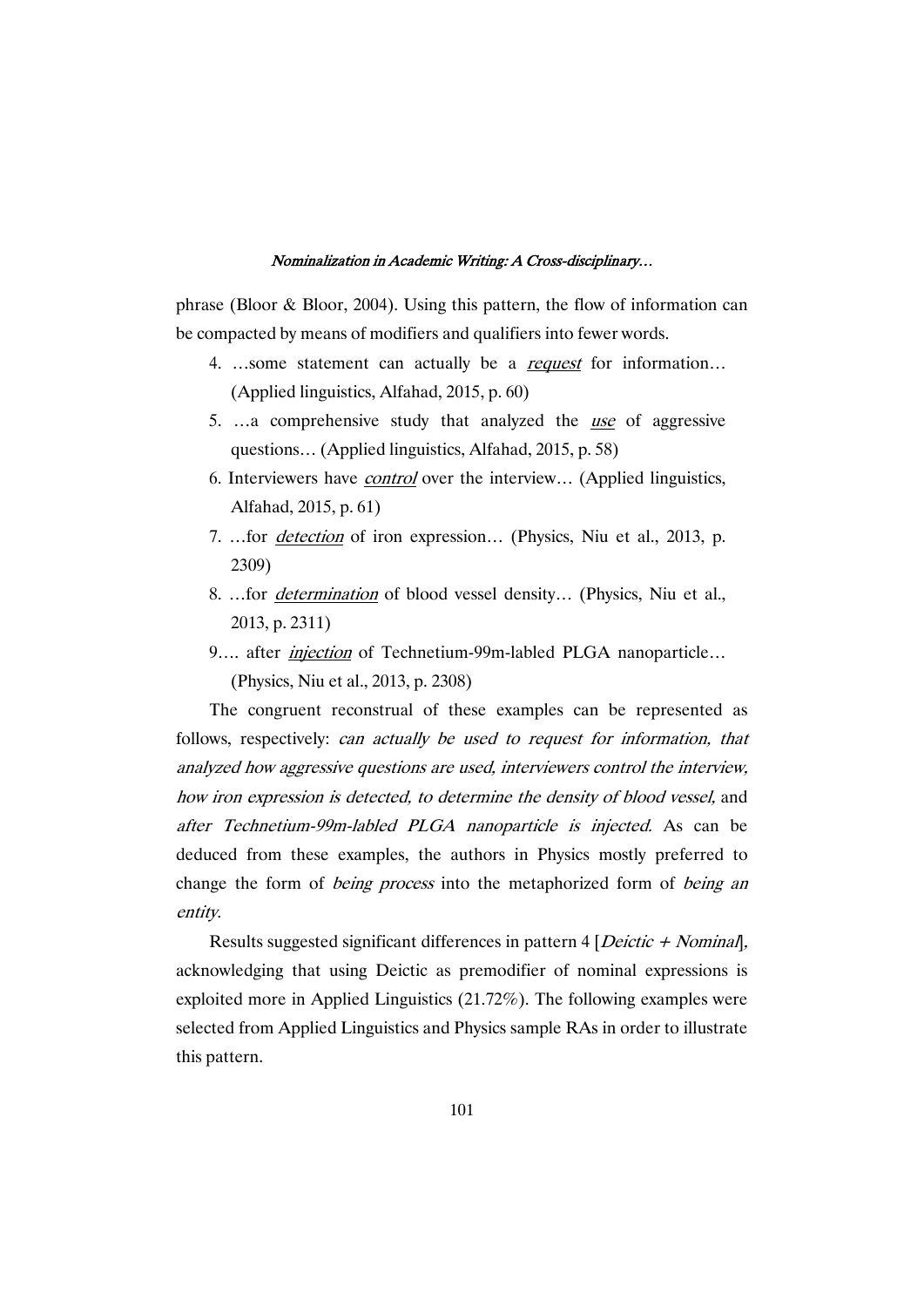phrase (Bloor & Bloor, 2004). Using this pattern, the flow of information can be compacted by means of modifiers and qualifiers into fewer words.

4. …some statement can actually be a *request* for information… (Applied linguistics, Alfahad, 2015, p. 60)
5. …a comprehensive study that analyzed the *use* of aggressive questions… (Applied linguistics, Alfahad, 2015, p. 58)
6. Interviewers have *control* over the interview… (Applied linguistics, Alfahad, 2015, p. 61)
7. …for *detection* of iron expression… (Physics, Niu et al., 2013, p. 2309)
8. …for *determination* of blood vessel density… (Physics, Niu et al., 2013, p. 2311)
9. … after *injection* of Technetium-99m-labled PLGA nanoparticle… (Physics, Niu et al., 2013, p. 2308)

The congruent reconstrual of these examples can be represented as follows, respectively: *can actually be used to request for information, that analyzed how aggressive questions are used, interviewers control the interview, how iron expression is detected, to determine the density of blood vessel,* and *after Technetium-99m-labled PLGA nanoparticle is injected.* As can be deduced from these examples, the authors in Physics mostly preferred to change the form of *being process* into the metaphorized form of *being an entity*.

Results suggested significant differences in pattern 4 [*Deictic + Nominal*], acknowledging that using Deictic as premodifier of nominal expressions is exploited more in Applied Linguistics (21.72%). The following examples were selected from Applied Linguistics and Physics sample RAs in order to illustrate this pattern.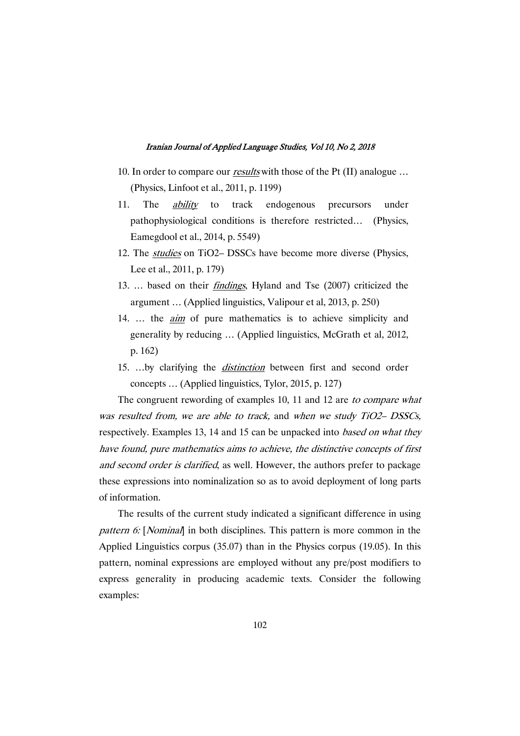10. In order to compare our *results* with those of the Pt (II) analogue … (Physics, Linfoot et al., 2011, p. 1199)

11. The *ability* to track endogenous precursors under pathophysiological conditions is therefore restricted… (Physics, Eamegdool et al., 2014, p. 5549)

12. The *studies* on $TiO_2$– DSSCs have become more diverse (Physics, Lee et al., 2011, p. 179)

13. … based on their *findings*, Hyland and Tse (2007) criticized the argument … (Applied linguistics, Valipour et al, 2013, p. 250)

14. … the *aim* of pure mathematics is to achieve simplicity and generality by reducing … (Applied linguistics, McGrath et al, 2012, p. 162)

15. …by clarifying the *distinction* between first and second order concepts … (Applied linguistics, Tylor, 2015, p. 127)

The congruent rewording of examples 10, 11 and 12 are *to compare what was resulted from, we are able to track,* and *when we study $TiO_2$– DSSCs,* respectively. Examples 13, 14 and 15 can be unpacked into *based on what they have found, pure mathematics aims to achieve, the distinctive concepts of first and second order is clarified*, as well. However, the authors prefer to package these expressions into nominalization so as to avoid deployment of long parts of information.

The results of the current study indicated a significant difference in using *pattern 6:* [*Nominal*] in both disciplines. This pattern is more common in the Applied Linguistics corpus (35.07) than in the Physics corpus (19.05). In this pattern, nominal expressions are employed without any pre/post modifiers to express generality in producing academic texts. Consider the following examples: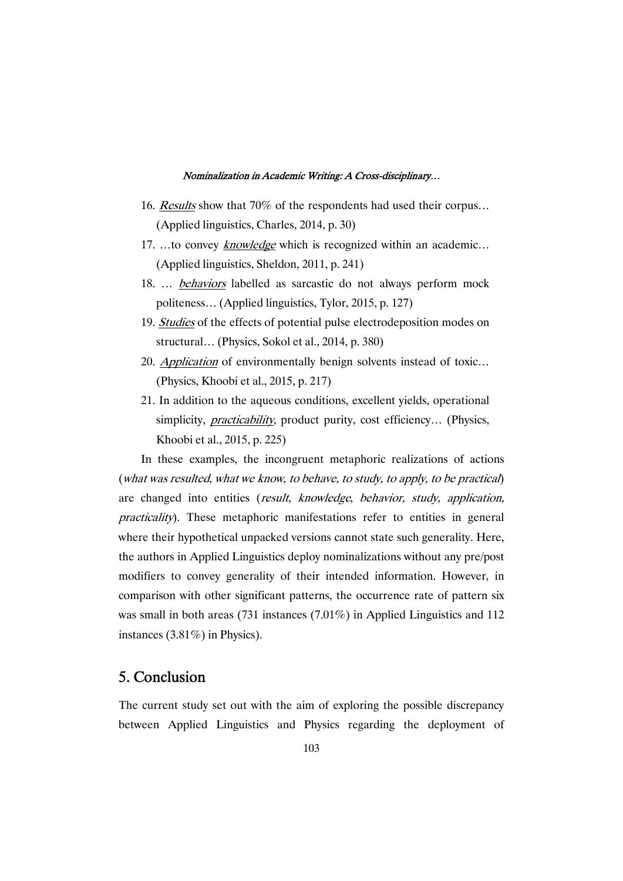16. *Results* show that 70% of the respondents had used their corpus… (Applied linguistics, Charles, 2014, p. 30)

17. …to convey *knowledge* which is recognized within an academic… (Applied linguistics, Sheldon, 2011, p. 241)

18. … *behaviors* labelled as sarcastic do not always perform mock politeness… (Applied linguistics, Tylor, 2015, p. 127)

19. *Studies* of the effects of potential pulse electrodeposition modes on structural… (Physics, Sokol et al., 2014, p. 380)

20. *Application* of environmentally benign solvents instead of toxic… (Physics, Khoobi et al., 2015, p. 217)

21. In addition to the aqueous conditions, excellent yields, operational simplicity, *practicability*, product purity, cost efficiency… (Physics, Khoobi et al., 2015, p. 225)

In these examples, the incongruent metaphoric realizations of actions (*what was resulted*, *what we know*, *to behave, to study, to apply, to be practical*) are changed into entities (*result*, *knowledge*, *behavior, study, application, practicality*). These metaphoric manifestations refer to entities in general where their hypothetical unpacked versions cannot state such generality. Here, the authors in Applied Linguistics deploy nominalizations without any pre/post modifiers to convey generality of their intended information. However, in comparison with other significant patterns, the occurrence rate of pattern six was small in both areas (731 instances (7.01%) in Applied Linguistics and 112 instances (3.81%) in Physics).

## 5. Conclusion

The current study set out with the aim of exploring the possible discrepancy between Applied Linguistics and Physics regarding the deployment of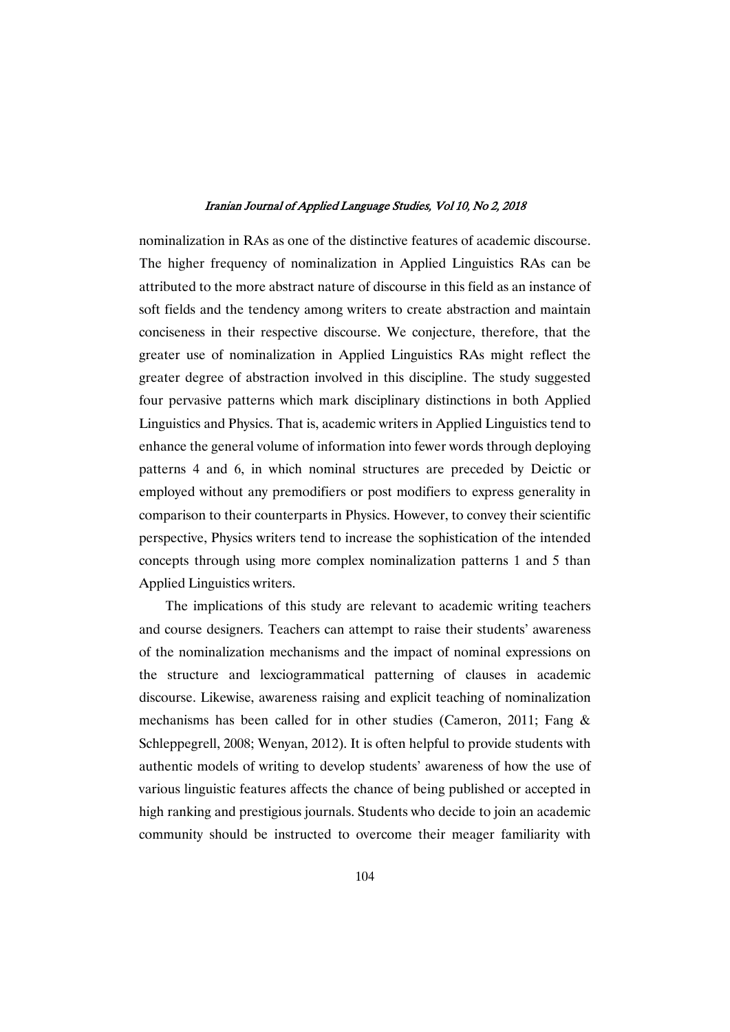nominalization in RAs as one of the distinctive features of academic discourse. The higher frequency of nominalization in Applied Linguistics RAs can be attributed to the more abstract nature of discourse in this field as an instance of soft fields and the tendency among writers to create abstraction and maintain conciseness in their respective discourse. We conjecture, therefore, that the greater use of nominalization in Applied Linguistics RAs might reflect the greater degree of abstraction involved in this discipline. The study suggested four pervasive patterns which mark disciplinary distinctions in both Applied Linguistics and Physics. That is, academic writers in Applied Linguistics tend to enhance the general volume of information into fewer words through deploying patterns 4 and 6, in which nominal structures are preceded by Deictic or employed without any premodifiers or post modifiers to express generality in comparison to their counterparts in Physics. However, to convey their scientific perspective, Physics writers tend to increase the sophistication of the intended concepts through using more complex nominalization patterns 1 and 5 than Applied Linguistics writers.

The implications of this study are relevant to academic writing teachers and course designers. Teachers can attempt to raise their students' awareness of the nominalization mechanisms and the impact of nominal expressions on the structure and lexciogrammatical patterning of clauses in academic discourse. Likewise, awareness raising and explicit teaching of nominalization mechanisms has been called for in other studies (Cameron, 2011; Fang & Schleppegrell, 2008; Wenyan, 2012). It is often helpful to provide students with authentic models of writing to develop students' awareness of how the use of various linguistic features affects the chance of being published or accepted in high ranking and prestigious journals. Students who decide to join an academic community should be instructed to overcome their meager familiarity with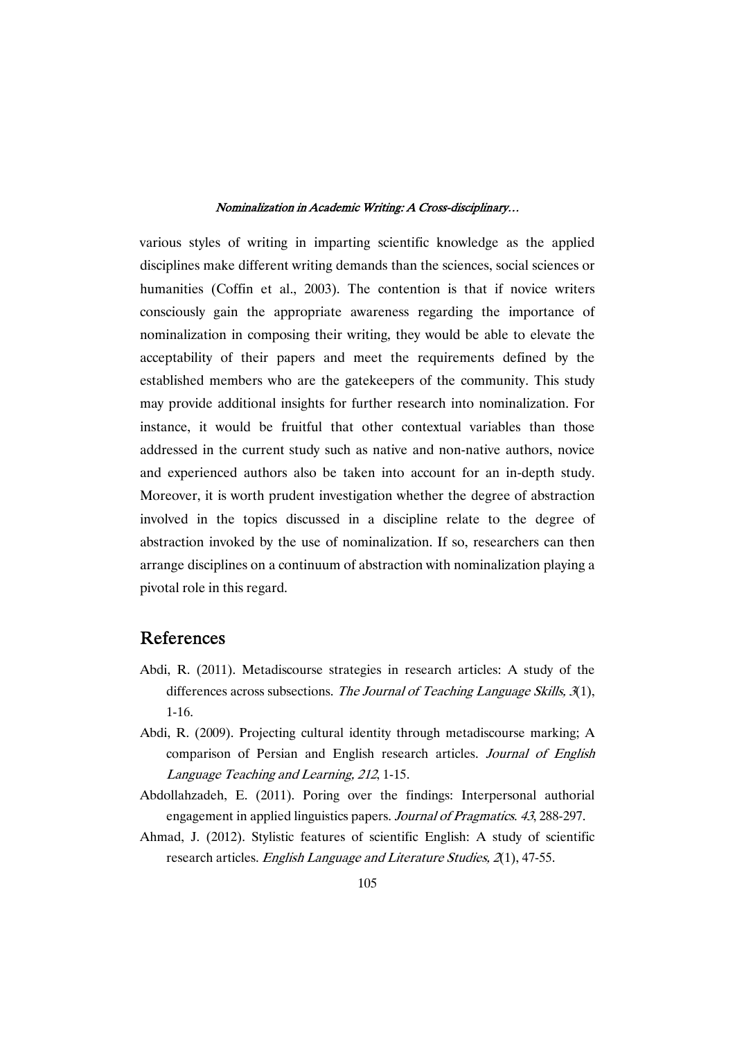various styles of writing in imparting scientific knowledge as the applied disciplines make different writing demands than the sciences, social sciences or humanities (Coffin et al., 2003). The contention is that if novice writers consciously gain the appropriate awareness regarding the importance of nominalization in composing their writing, they would be able to elevate the acceptability of their papers and meet the requirements defined by the established members who are the gatekeepers of the community. This study may provide additional insights for further research into nominalization. For instance, it would be fruitful that other contextual variables than those addressed in the current study such as native and non-native authors, novice and experienced authors also be taken into account for an in-depth study. Moreover, it is worth prudent investigation whether the degree of abstraction involved in the topics discussed in a discipline relate to the degree of abstraction invoked by the use of nominalization. If so, researchers can then arrange disciplines on a continuum of abstraction with nominalization playing a pivotal role in this regard.

## References

Abdi, R. (2011). Metadiscourse strategies in research articles: A study of the differences across subsections. *The Journal of Teaching Language Skills, 3*(1), 1-16.

Abdi, R. (2009). Projecting cultural identity through metadiscourse marking; A comparison of Persian and English research articles. *Journal of English Language Teaching and Learning, 212*, 1-15.

Abdollahzadeh, E. (2011). Poring over the findings: Interpersonal authorial engagement in applied linguistics papers. *Journal of Pragmatics. 43*, 288-297.

Ahmad, J. (2012). Stylistic features of scientific English: A study of scientific research articles. *English Language and Literature Studies, 2*(1), 47-55.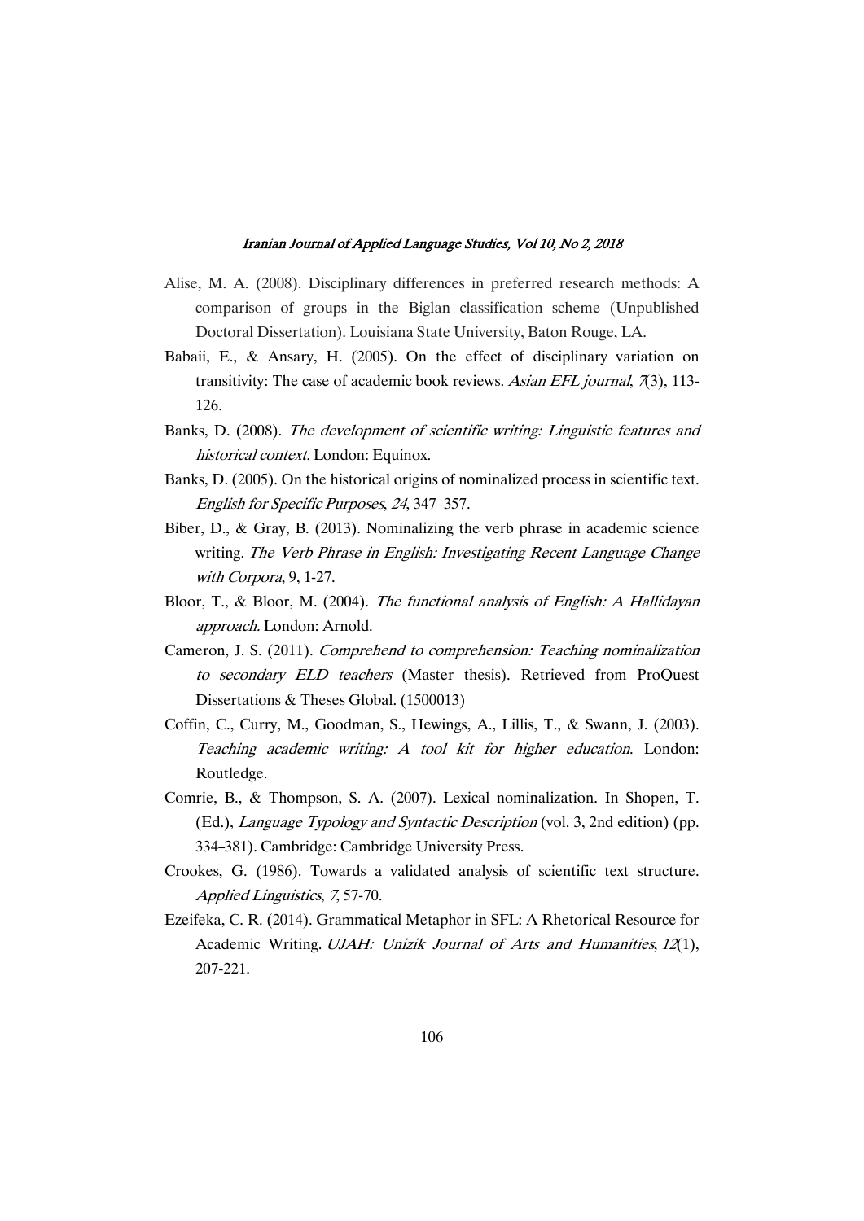Alise, M. A. (2008). Disciplinary differences in preferred research methods: A comparison of groups in the Biglan classification scheme (Unpublished Doctoral Dissertation). Louisiana State University, Baton Rouge, LA.

Babaii, E., & Ansary, H. (2005). On the effect of disciplinary variation on transitivity: The case of academic book reviews. *Asian EFL journal*, *7*(3), 113-126.

Banks, D. (2008). *The development of scientific writing: Linguistic features and historical context.* London: Equinox.

Banks, D. (2005). On the historical origins of nominalized process in scientific text. *English for Specific Purposes*, *24*, 347–357.

Biber, D., & Gray, B. (2013). Nominalizing the verb phrase in academic science writing. *The Verb Phrase in English: Investigating Recent Language Change with Corpora*, 9, 1-27.

Bloor, T., & Bloor, M. (2004). *The functional analysis of English: A Hallidayan approach.* London: Arnold.

Cameron, J. S. (2011). *Comprehend to comprehension: Teaching nominalization to secondary ELD teachers* (Master thesis). Retrieved from ProQuest Dissertations & Theses Global. (1500013)

Coffin, C., Curry, M., Goodman, S., Hewings, A., Lillis, T., & Swann, J. (2003). *Teaching academic writing: A tool kit for higher education*. London: Routledge.

Comrie, B., & Thompson, S. A. (2007). Lexical nominalization. In Shopen, T. (Ed.), *Language Typology and Syntactic Description* (vol. 3, 2nd edition) (pp. 334–381). Cambridge: Cambridge University Press.

Crookes, G. (1986). Towards a validated analysis of scientific text structure. *Applied Linguistics*, *7*, 57-70.

Ezeifeka, C. R. (2014). Grammatical Metaphor in SFL: A Rhetorical Resource for Academic Writing. *UJAH: Unizik Journal of Arts and Humanities*, *12*(1), 207-221.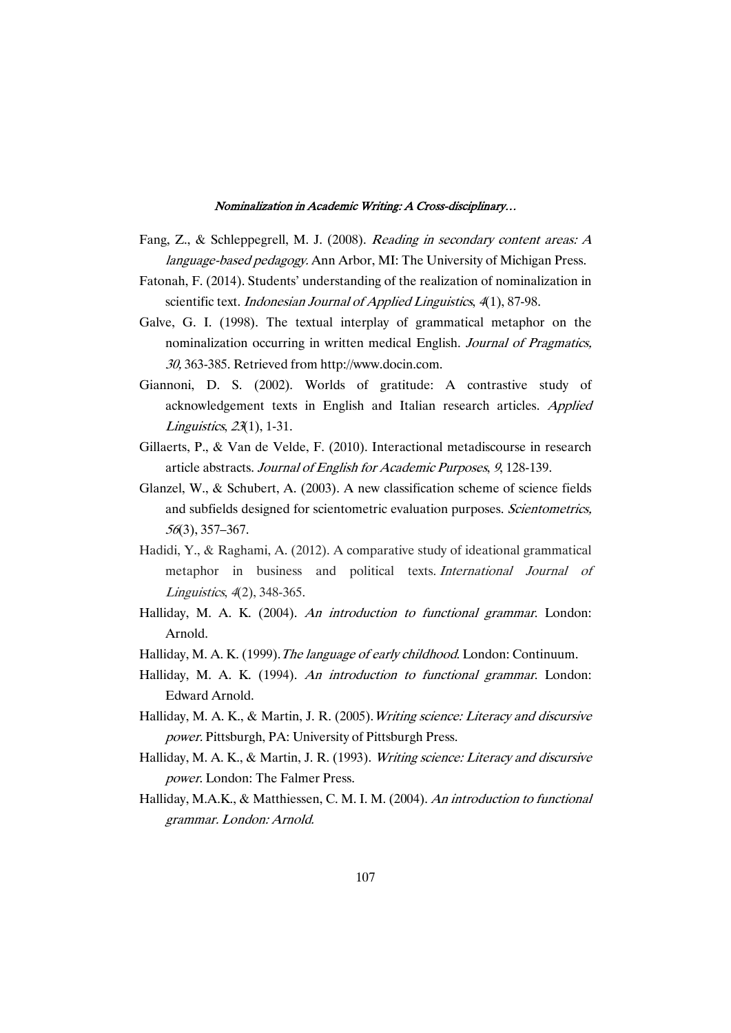Fang, Z., & Schleppegrell, M. J. (2008). *Reading in secondary content areas: A language-based pedagogy.* Ann Arbor, MI: The University of Michigan Press.

Fatonah, F. (2014). Students' understanding of the realization of nominalization in scientific text. *Indonesian Journal of Applied Linguistics*, *4*(1), 87-98.

Galve, G. I. (1998). The textual interplay of grammatical metaphor on the nominalization occurring in written medical English. *Journal of Pragmatics, 30,* 363-385. Retrieved from http://www.docin.com.

Giannoni, D. S. (2002). Worlds of gratitude: A contrastive study of acknowledgement texts in English and Italian research articles. *Applied Linguistics*, *23*(1), 1-31.

Gillaerts, P., & Van de Velde, F. (2010). Interactional metadiscourse in research article abstracts. *Journal of English for Academic Purposes*, *9*, 128-139.

Glanzel, W., & Schubert, A. (2003). A new classification scheme of science fields and subfields designed for scientometric evaluation purposes. *Scientometrics, 56*(3), 357–367.

Hadidi, Y., & Raghami, A. (2012). A comparative study of ideational grammatical metaphor in business and political texts. *International Journal of Linguistics*, *4*(2), 348-365.

Halliday, M. A. K. (2004). *An introduction to functional grammar*. London: Arnold.

Halliday, M. A. K. (1999). *The language of early childhood*. London: Continuum.

Halliday, M. A. K. (1994). *An introduction to functional grammar*. London: Edward Arnold.

Halliday, M. A. K., & Martin, J. R. (2005). *Writing science: Literacy and discursive power*. Pittsburgh, PA: University of Pittsburgh Press.

Halliday, M. A. K., & Martin, J. R. (1993). *Writing science: Literacy and discursive power*. London: The Falmer Press.

Halliday, M.A.K., & Matthiessen, C. M. I. M. (2004). *An introduction to functional grammar. London: Arnold.*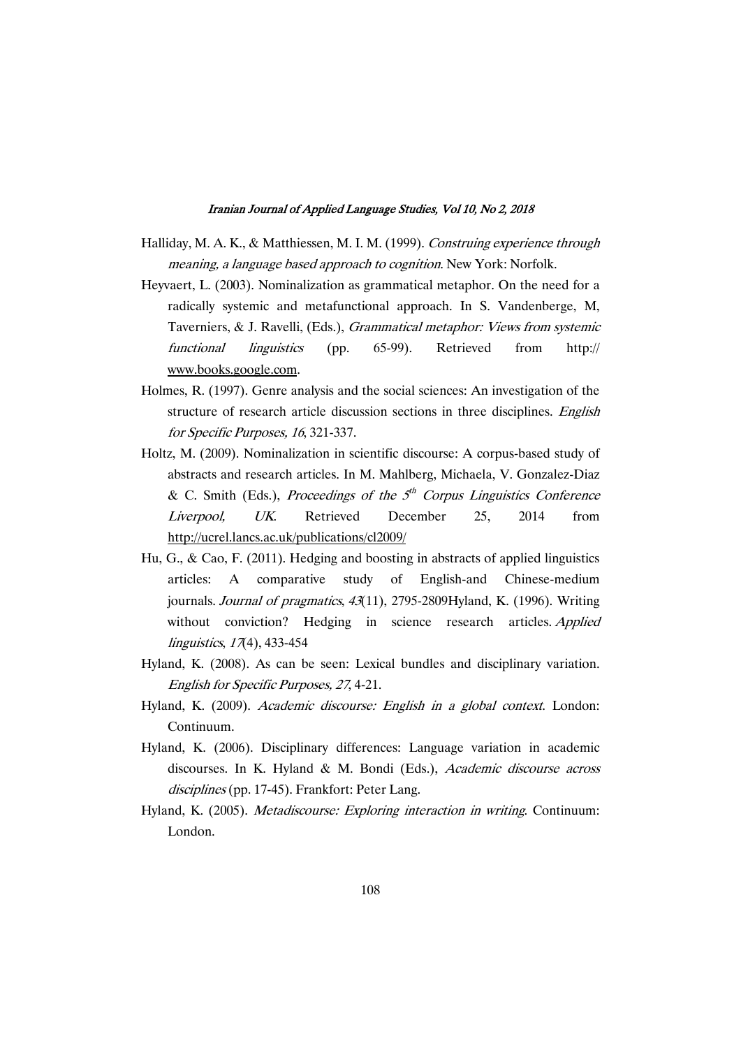Halliday, M. A. K., & Matthiessen, M. I. M. (1999). *Construing experience through meaning, a language based approach to cognition*. New York: Norfolk.

Heyvaert, L. (2003). Nominalization as grammatical metaphor. On the need for a radically systemic and metafunctional approach. In S. Vandenberge, M, Taverniers, & J. Ravelli, (Eds.), *Grammatical metaphor: Views from systemic functional linguistics* (pp. 65-99). Retrieved from http:// www.books.google.com.

Holmes, R. (1997). Genre analysis and the social sciences: An investigation of the structure of research article discussion sections in three disciplines. *English for Specific Purposes, 16*, 321-337.

Holtz, M. (2009). Nominalization in scientific discourse: A corpus-based study of abstracts and research articles. In M. Mahlberg, Michaela, V. Gonzalez-Diaz & C. Smith (Eds.), *Proceedings of the 5th Corpus Linguistics Conference Liverpool, UK*. Retrieved December 25, 2014 from http://ucrel.lancs.ac.uk/publications/cl2009/

Hu, G., & Cao, F. (2011). Hedging and boosting in abstracts of applied linguistics articles: A comparative study of English-and Chinese-medium journals. *Journal of pragmatics*, *43*(11), 2795-2809Hyland, K. (1996). Writing without conviction? Hedging in science research articles. *Applied linguistics*, *17*(4), 433-454

Hyland, K. (2008). As can be seen: Lexical bundles and disciplinary variation. *English for Specific Purposes, 27*, 4-21.

Hyland, K. (2009). *Academic discourse: English in a global context*. London: Continuum.

Hyland, K. (2006). Disciplinary differences: Language variation in academic discourses. In K. Hyland & M. Bondi (Eds.), *Academic discourse across disciplines* (pp. 17-45). Frankfort: Peter Lang.

Hyland, K. (2005). *Metadiscourse: Exploring interaction in writing*. Continuum: London.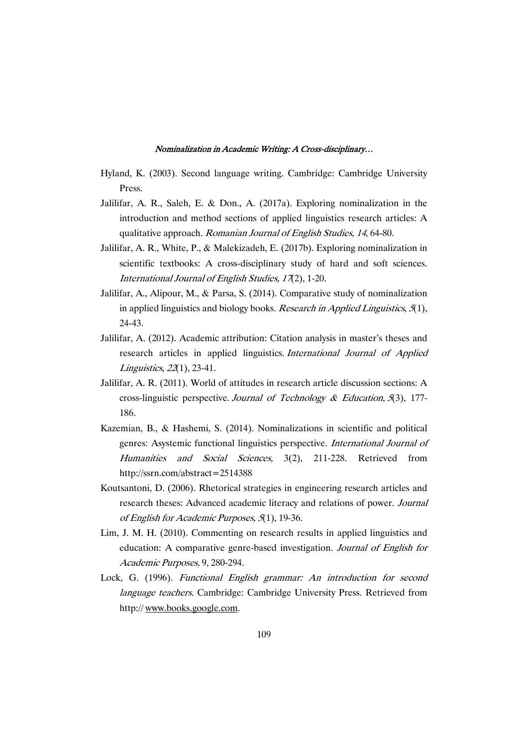Hyland, K. (2003). Second language writing. Cambridge: Cambridge University Press.

Jalilifar, A. R., Saleh, E. & Don., A. (2017a). Exploring nominalization in the introduction and method sections of applied linguistics research articles: A qualitative approach. *Romanian Journal of English Studies, 14*, 64-80.

Jalilifar, A. R., White, P., & Malekizadeh, E. (2017b). Exploring nominalization in scientific textbooks: A cross-disciplinary study of hard and soft sciences. *International Journal of English Studies, 17*(2), 1-20.

Jalilifar, A., Alipour, M., & Parsa, S. (2014). Comparative study of nominalization in applied linguistics and biology books. *Research in Applied Linguistics*, *5*(1), 24-43.

Jalilifar, A. (2012). Academic attribution: Citation analysis in master's theses and research articles in applied linguistics. *International Journal of Applied Linguistics*, *22*(1), 23-41.

Jalilifar, A. R. (2011). World of attitudes in research article discussion sections: A cross-linguistic perspective. *Journal of Technology & Education*, *5*(3), 177-186.

Kazemian, B., & Hashemi, S. (2014). Nominalizations in scientific and political genres: Asystemic functional linguistics perspective. *International Journal of Humanities and Social Sciences,* 3(2), 211-228. Retrieved from http://ssrn.com/abstract=2514388

Koutsantoni, D. (2006). Rhetorical strategies in engineering research articles and research theses: Advanced academic literacy and relations of power. *Journal of English for Academic Purposes, 5*(1), 19-36.

Lim, J. M. H. (2010). Commenting on research results in applied linguistics and education: A comparative genre-based investigation. *Journal of English for Academic Purposes,* 9, 280-294.

Lock, G. (1996). *Functional English grammar: An introduction for second language teachers*. Cambridge: Cambridge University Press. Retrieved from http:// www.books.google.com.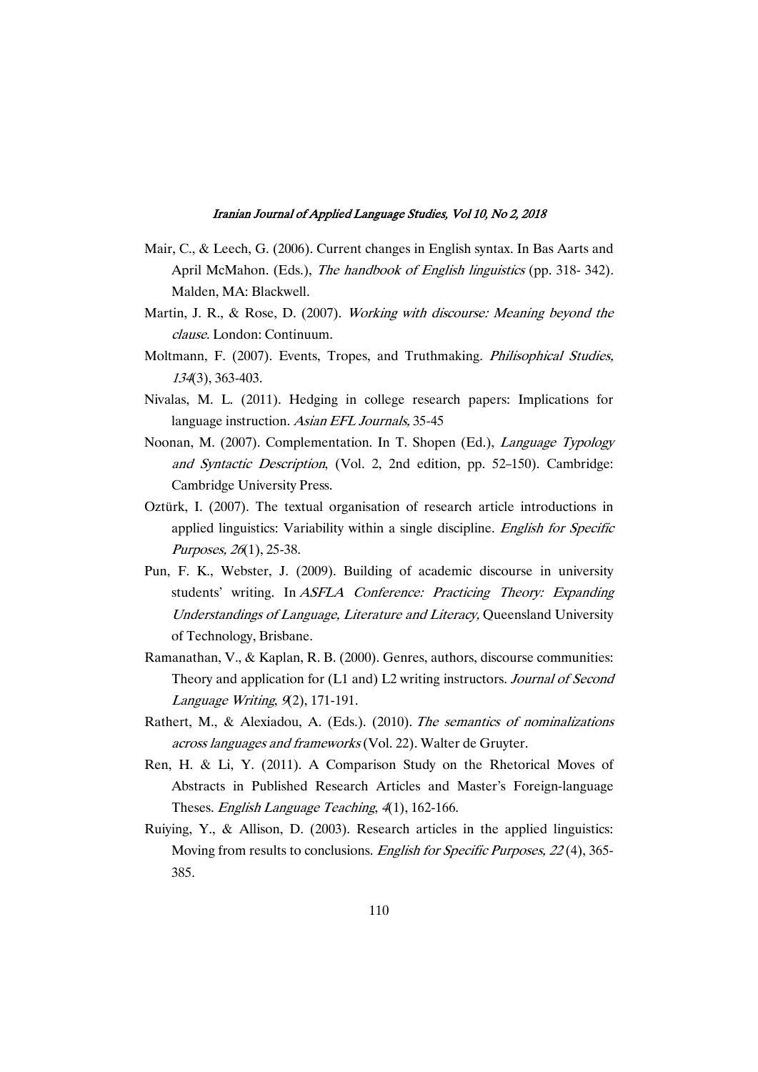Mair, C., & Leech, G. (2006). Current changes in English syntax. In Bas Aarts and April McMahon. (Eds.), *The handbook of English linguistics* (pp. 318- 342). Malden, MA: Blackwell.

Martin, J. R., & Rose, D. (2007). *Working with discourse: Meaning beyond the clause*. London: Continuum.

Moltmann, F. (2007). Events, Tropes, and Truthmaking. *Philisophical Studies, 134*(3), 363-403.

Nivalas, M. L. (2011). Hedging in college research papers: Implications for language instruction. *Asian EFL Journals,* 35-45

Noonan, M. (2007). Complementation. In T. Shopen (Ed.), *Language Typology and Syntactic Description*, (Vol. 2, 2nd edition, pp. 52–150). Cambridge: Cambridge University Press.

Oztürk, I. (2007). The textual organisation of research article introductions in applied linguistics: Variability within a single discipline. *English for Specific Purposes, 26*(1), 25-38.

Pun, F. K., Webster, J. (2009). Building of academic discourse in university students' writing. In *ASFLA Conference: Practicing Theory: Expanding Understandings of Language, Literature and Literacy,* Queensland University of Technology, Brisbane.

Ramanathan, V., & Kaplan, R. B. (2000). Genres, authors, discourse communities: Theory and application for (L1 and) L2 writing instructors. *Journal of Second Language Writing*, *9*(2), 171-191.

Rathert, M., & Alexiadou, A. (Eds.). (2010). *The semantics of nominalizations across languages and frameworks* (Vol. 22). Walter de Gruyter.

Ren, H. & Li, Y. (2011). A Comparison Study on the Rhetorical Moves of Abstracts in Published Research Articles and Master's Foreign-language Theses. *English Language Teaching*, *4*(1), 162-166.

Ruiying, Y., & Allison, D. (2003). Research articles in the applied linguistics: Moving from results to conclusions. *English for Specific Purposes, 22* (4), 365-385.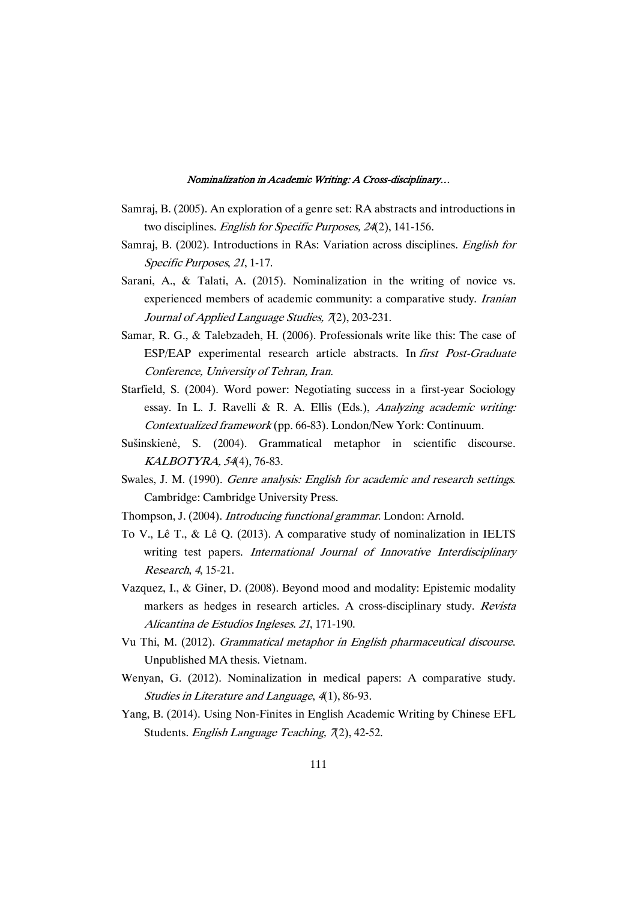Samraj, B. (2005). An exploration of a genre set: RA abstracts and introductions in two disciplines. *English for Specific Purposes, 24*(2), 141-156.

Samraj, B. (2002). Introductions in RAs: Variation across disciplines. *English for Specific Purposes*, *21*, 1-17.

Sarani, A., & Talati, A. (2015). Nominalization in the writing of novice vs. experienced members of academic community: a comparative study. *Iranian Journal of Applied Language Studies, 7*(2), 203-231.

Samar, R. G., & Talebzadeh, H. (2006). Professionals write like this: The case of ESP/EAP experimental research article abstracts. In *first Post-Graduate Conference, University of Tehran, Iran.*

Starfield, S. (2004). Word power: Negotiating success in a first-year Sociology essay. In L. J. Ravelli & R. A. Ellis (Eds.), *Analyzing academic writing: Contextualized framework* (pp. 66-83). London/New York: Continuum.

Sušinskienė, S. (2004). Grammatical metaphor in scientific discourse. *KALBOTYRA, 54*(4), 76-83.

Swales, J. M. (1990). *Genre analysis: English for academic and research settings*. Cambridge: Cambridge University Press.

Thompson, J. (2004). *Introducing functional grammar*. London: Arnold.

To V., Lê T., & Lê Q. (2013). A comparative study of nominalization in IELTS writing test papers. *International Journal of Innovative Interdisciplinary Research*, *4*, 15-21.

Vazquez, I., & Giner, D. (2008). Beyond mood and modality: Epistemic modality markers as hedges in research articles. A cross-disciplinary study. *Revista Alicantina de Estudios Ingleses*. *21*, 171-190.

Vu Thi, M. (2012). *Grammatical metaphor in English pharmaceutical discourse*. Unpublished MA thesis. Vietnam.

Wenyan, G. (2012). Nominalization in medical papers: A comparative study. *Studies in Literature and Language*, *4*(1), 86-93.

Yang, B. (2014). Using Non-Finites in English Academic Writing by Chinese EFL Students. *English Language Teaching, 7*(2), 42-52.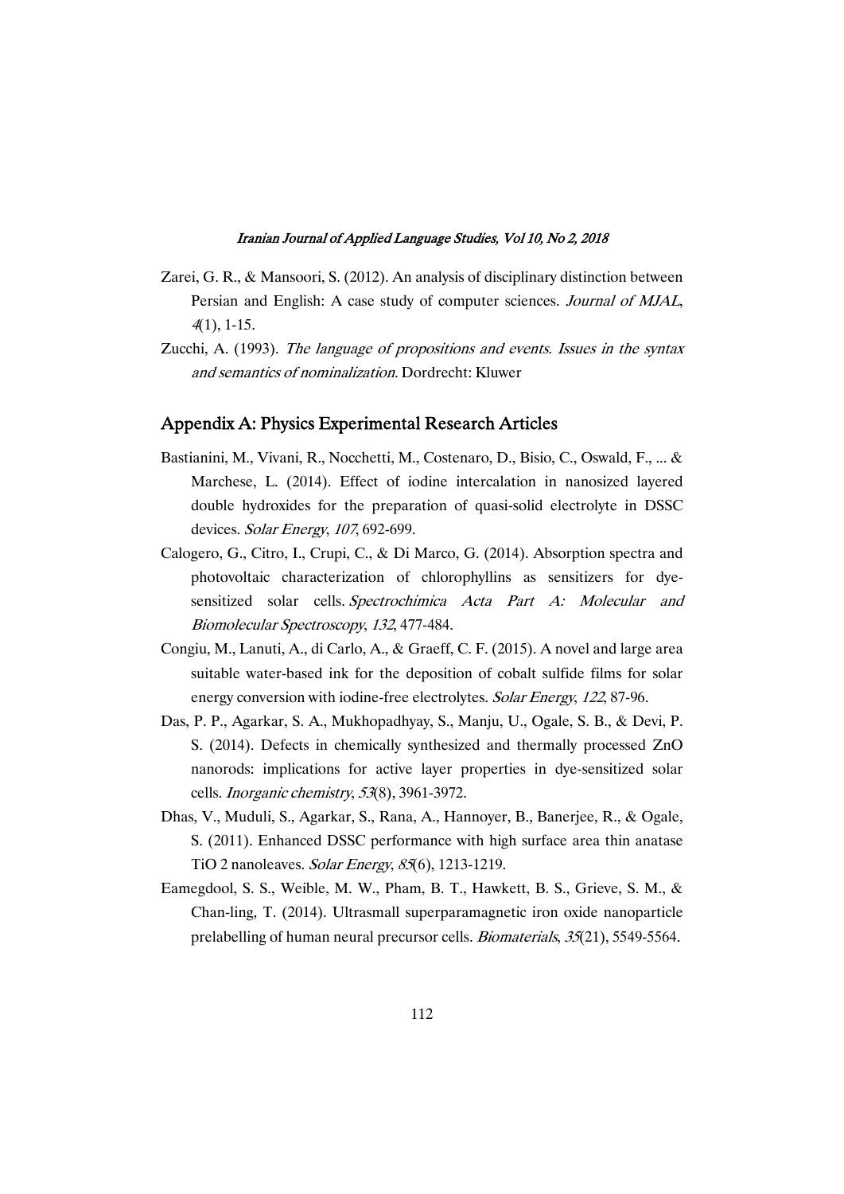Zarei, G. R., & Mansoori, S. (2012). An analysis of disciplinary distinction between Persian and English: A case study of computer sciences. *Journal of MJAL*, *4*(1), 1-15.

Zucchi, A. (1993). *The language of propositions and events. Issues in the syntax and semantics of nominalization.* Dordrecht: Kluwer

## Appendix A: Physics Experimental Research Articles

Bastianini, M., Vivani, R., Nocchetti, M., Costenaro, D., Bisio, C., Oswald, F., ... & Marchese, L. (2014). Effect of iodine intercalation in nanosized layered double hydroxides for the preparation of quasi-solid electrolyte in DSSC devices. *Solar Energy*, *107*, 692-699.

Calogero, G., Citro, I., Crupi, C., & Di Marco, G. (2014). Absorption spectra and photovoltaic characterization of chlorophyllins as sensitizers for dye-sensitized solar cells. *Spectrochimica Acta Part A: Molecular and Biomolecular Spectroscopy*, *132*, 477-484.

Congiu, M., Lanuti, A., di Carlo, A., & Graeff, C. F. (2015). A novel and large area suitable water-based ink for the deposition of cobalt sulfide films for solar energy conversion with iodine-free electrolytes. *Solar Energy*, *122*, 87-96.

Das, P. P., Agarkar, S. A., Mukhopadhyay, S., Manju, U., Ogale, S. B., & Devi, P. S. (2014). Defects in chemically synthesized and thermally processed ZnO nanorods: implications for active layer properties in dye-sensitized solar cells. *Inorganic chemistry*, *53*(8), 3961-3972.

Dhas, V., Muduli, S., Agarkar, S., Rana, A., Hannoyer, B., Banerjee, R., & Ogale, S. (2011). Enhanced DSSC performance with high surface area thin anatase TiO 2 nanoleaves. *Solar Energy*, *85*(6), 1213-1219.

Eamegdool, S. S., Weible, M. W., Pham, B. T., Hawkett, B. S., Grieve, S. M., & Chan-ling, T. (2014). Ultrasmall superparamagnetic iron oxide nanoparticle prelabelling of human neural precursor cells. *Biomaterials*, *35*(21), 5549-5564.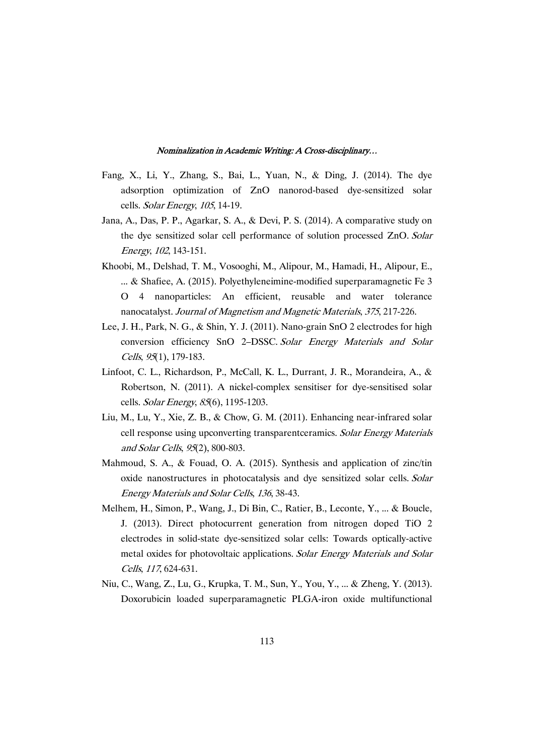Fang, X., Li, Y., Zhang, S., Bai, L., Yuan, N., & Ding, J. (2014). The dye adsorption optimization of ZnO nanorod-based dye-sensitized solar cells. *Solar Energy*, *105*, 14-19.

Jana, A., Das, P. P., Agarkar, S. A., & Devi, P. S. (2014). A comparative study on the dye sensitized solar cell performance of solution processed ZnO. *Solar Energy*, *102*, 143-151.

Khoobi, M., Delshad, T. M., Vosooghi, M., Alipour, M., Hamadi, H., Alipour, E., ... & Shafiee, A. (2015). Polyethyleneimine-modified superparamagnetic Fe 3 O 4 nanoparticles: An efficient, reusable and water tolerance nanocatalyst. *Journal of Magnetism and Magnetic Materials*, *375*, 217-226.

Lee, J. H., Park, N. G., & Shin, Y. J. (2011). Nano-grain SnO 2 electrodes for high conversion efficiency SnO 2–DSSC. *Solar Energy Materials and Solar Cells*, *95*(1), 179-183.

Linfoot, C. L., Richardson, P., McCall, K. L., Durrant, J. R., Morandeira, A., & Robertson, N. (2011). A nickel-complex sensitiser for dye-sensitised solar cells. *Solar Energy*, *85*(6), 1195-1203.

Liu, M., Lu, Y., Xie, Z. B., & Chow, G. M. (2011). Enhancing near-infrared solar cell response using upconverting transparentceramics. *Solar Energy Materials and Solar Cells*, *95*(2), 800-803.

Mahmoud, S. A., & Fouad, O. A. (2015). Synthesis and application of zinc/tin oxide nanostructures in photocatalysis and dye sensitized solar cells. *Solar Energy Materials and Solar Cells*, *136*, 38-43.

Melhem, H., Simon, P., Wang, J., Di Bin, C., Ratier, B., Leconte, Y., ... & Boucle, J. (2013). Direct photocurrent generation from nitrogen doped TiO 2 electrodes in solid-state dye-sensitized solar cells: Towards optically-active metal oxides for photovoltaic applications. *Solar Energy Materials and Solar Cells*, *117*, 624-631.

Niu, C., Wang, Z., Lu, G., Krupka, T. M., Sun, Y., You, Y., ... & Zheng, Y. (2013). Doxorubicin loaded superparamagnetic PLGA-iron oxide multifunctional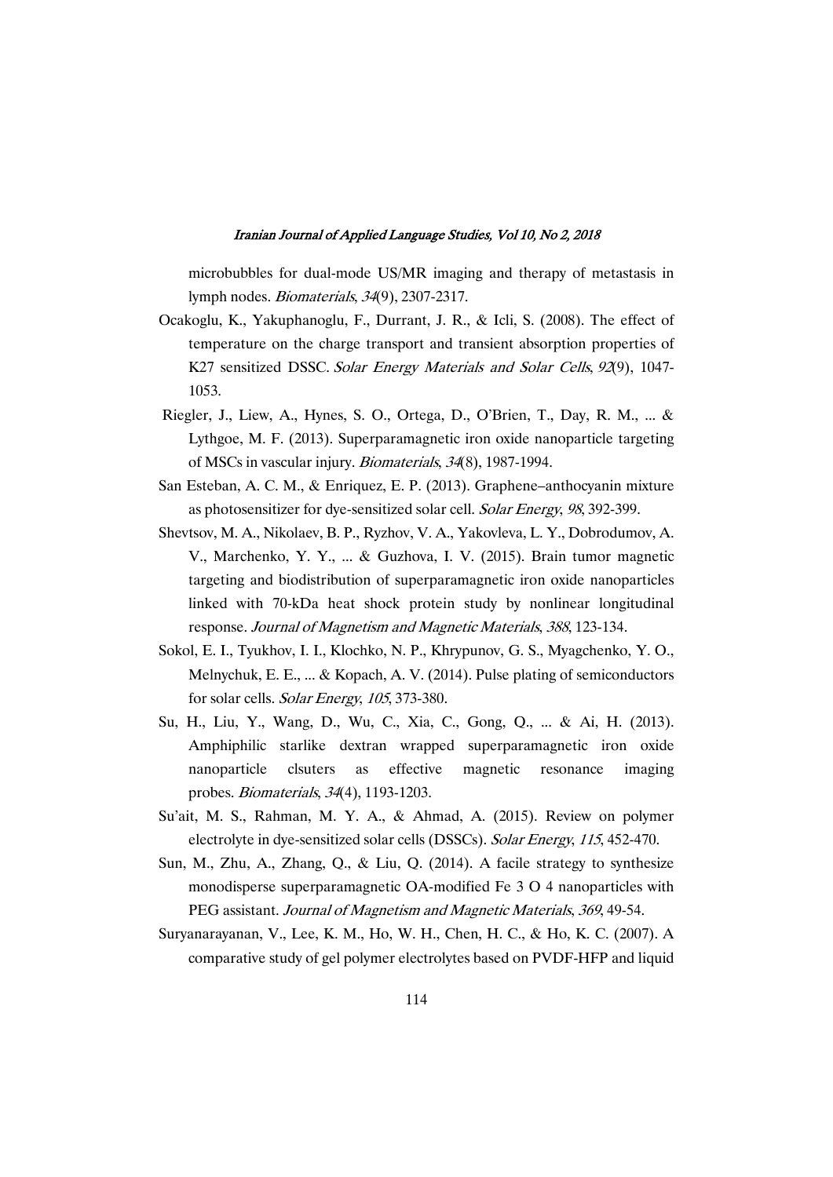microbubbles for dual-mode US/MR imaging and therapy of metastasis in lymph nodes. *Biomaterials*, *34*(9), 2307-2317.

Ocakoglu, K., Yakuphanoglu, F., Durrant, J. R., & Icli, S. (2008). The effect of temperature on the charge transport and transient absorption properties of K27 sensitized DSSC. *Solar Energy Materials and Solar Cells*, *92*(9), 1047-1053.

Riegler, J., Liew, A., Hynes, S. O., Ortega, D., O'Brien, T., Day, R. M., ... & Lythgoe, M. F. (2013). Superparamagnetic iron oxide nanoparticle targeting of MSCs in vascular injury. *Biomaterials*, *34*(8), 1987-1994.

San Esteban, A. C. M., & Enriquez, E. P. (2013). Graphene–anthocyanin mixture as photosensitizer for dye-sensitized solar cell. *Solar Energy*, *98*, 392-399.

Shevtsov, M. A., Nikolaev, B. P., Ryzhov, V. A., Yakovleva, L. Y., Dobrodumov, A. V., Marchenko, Y. Y., ... & Guzhova, I. V. (2015). Brain tumor magnetic targeting and biodistribution of superparamagnetic iron oxide nanoparticles linked with 70-kDa heat shock protein study by nonlinear longitudinal response. *Journal of Magnetism and Magnetic Materials*, *388*, 123-134.

Sokol, E. I., Tyukhov, I. I., Klochko, N. P., Khrypunov, G. S., Myagchenko, Y. O., Melnychuk, E. E., ... & Kopach, A. V. (2014). Pulse plating of semiconductors for solar cells. *Solar Energy*, *105*, 373-380.

Su, H., Liu, Y., Wang, D., Wu, C., Xia, C., Gong, Q., ... & Ai, H. (2013). Amphiphilic starlike dextran wrapped superparamagnetic iron oxide nanoparticle clsuters as effective magnetic resonance imaging probes. *Biomaterials*, *34*(4), 1193-1203.

Su'ait, M. S., Rahman, M. Y. A., & Ahmad, A. (2015). Review on polymer electrolyte in dye-sensitized solar cells (DSSCs). *Solar Energy*, *115*, 452-470.

Sun, M., Zhu, A., Zhang, Q., & Liu, Q. (2014). A facile strategy to synthesize monodisperse superparamagnetic OA-modified Fe 3 O 4 nanoparticles with PEG assistant. *Journal of Magnetism and Magnetic Materials*, *369*, 49-54.

Suryanarayanan, V., Lee, K. M., Ho, W. H., Chen, H. C., & Ho, K. C. (2007). A comparative study of gel polymer electrolytes based on PVDF-HFP and liquid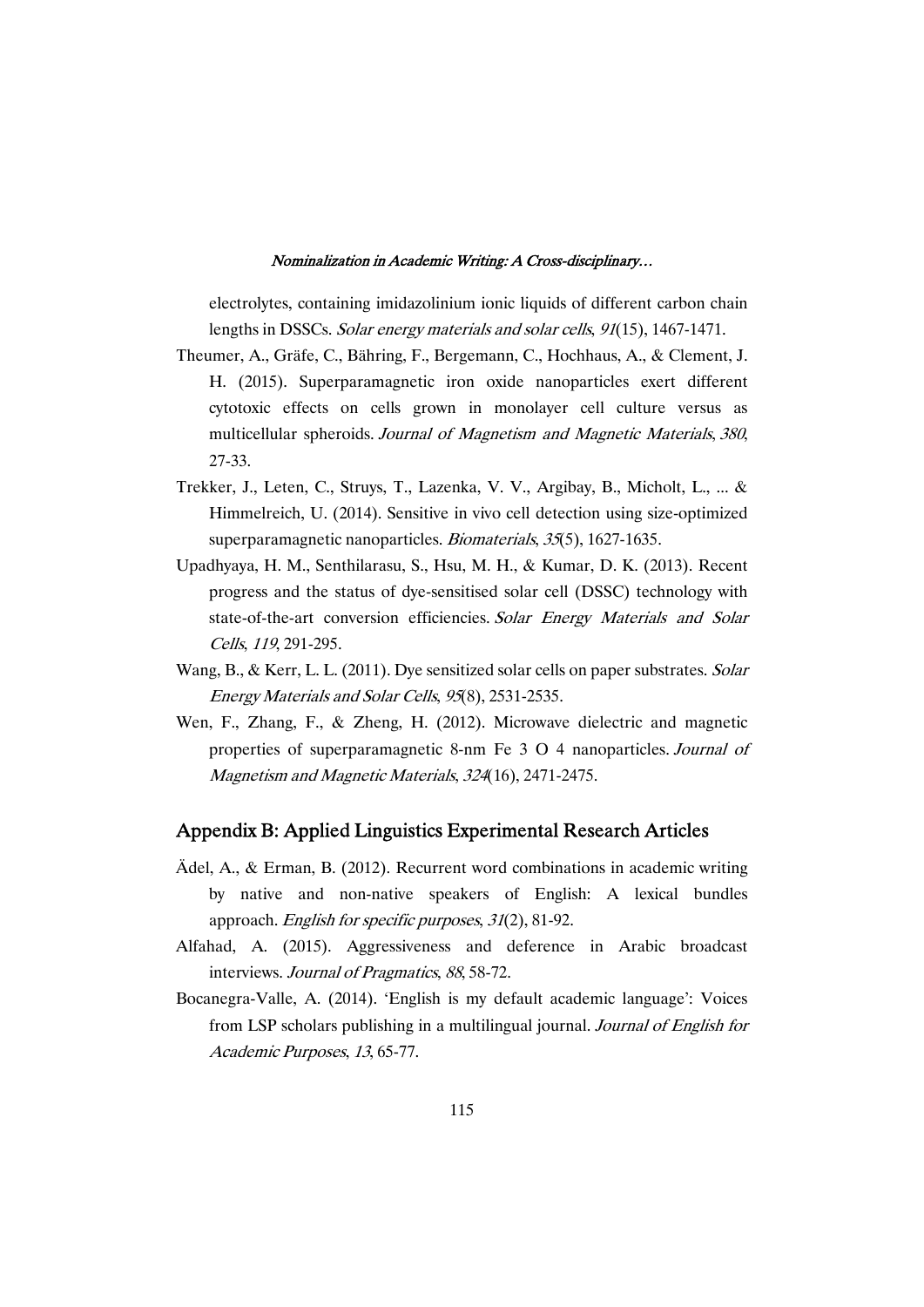electrolytes, containing imidazolinium ionic liquids of different carbon chain lengths in DSSCs. *Solar energy materials and solar cells*, *91*(15), 1467-1471.

Theumer, A., Gräfe, C., Bähring, F., Bergemann, C., Hochhaus, A., & Clement, J. H. (2015). Superparamagnetic iron oxide nanoparticles exert different cytotoxic effects on cells grown in monolayer cell culture versus as multicellular spheroids. *Journal of Magnetism and Magnetic Materials*, *380*, 27-33.

Trekker, J., Leten, C., Struys, T., Lazenka, V. V., Argibay, B., Micholt, L., ... & Himmelreich, U. (2014). Sensitive in vivo cell detection using size-optimized superparamagnetic nanoparticles. *Biomaterials*, *35*(5), 1627-1635.

Upadhyaya, H. M., Senthilarasu, S., Hsu, M. H., & Kumar, D. K. (2013). Recent progress and the status of dye-sensitised solar cell (DSSC) technology with state-of-the-art conversion efficiencies. *Solar Energy Materials and Solar Cells*, *119*, 291-295.

Wang, B., & Kerr, L. L. (2011). Dye sensitized solar cells on paper substrates. *Solar Energy Materials and Solar Cells*, *95*(8), 2531-2535.

Wen, F., Zhang, F., & Zheng, H. (2012). Microwave dielectric and magnetic properties of superparamagnetic 8-nm Fe 3 O 4 nanoparticles. *Journal of Magnetism and Magnetic Materials*, *324*(16), 2471-2475.

## Appendix B: Applied Linguistics Experimental Research Articles

Ädel, A., & Erman, B. (2012). Recurrent word combinations in academic writing by native and non-native speakers of English: A lexical bundles approach. *English for specific purposes*, *31*(2), 81-92.

Alfahad, A. (2015). Aggressiveness and deference in Arabic broadcast interviews. *Journal of Pragmatics*, *88*, 58-72.

Bocanegra-Valle, A. (2014). 'English is my default academic language': Voices from LSP scholars publishing in a multilingual journal. *Journal of English for Academic Purposes*, *13*, 65-77.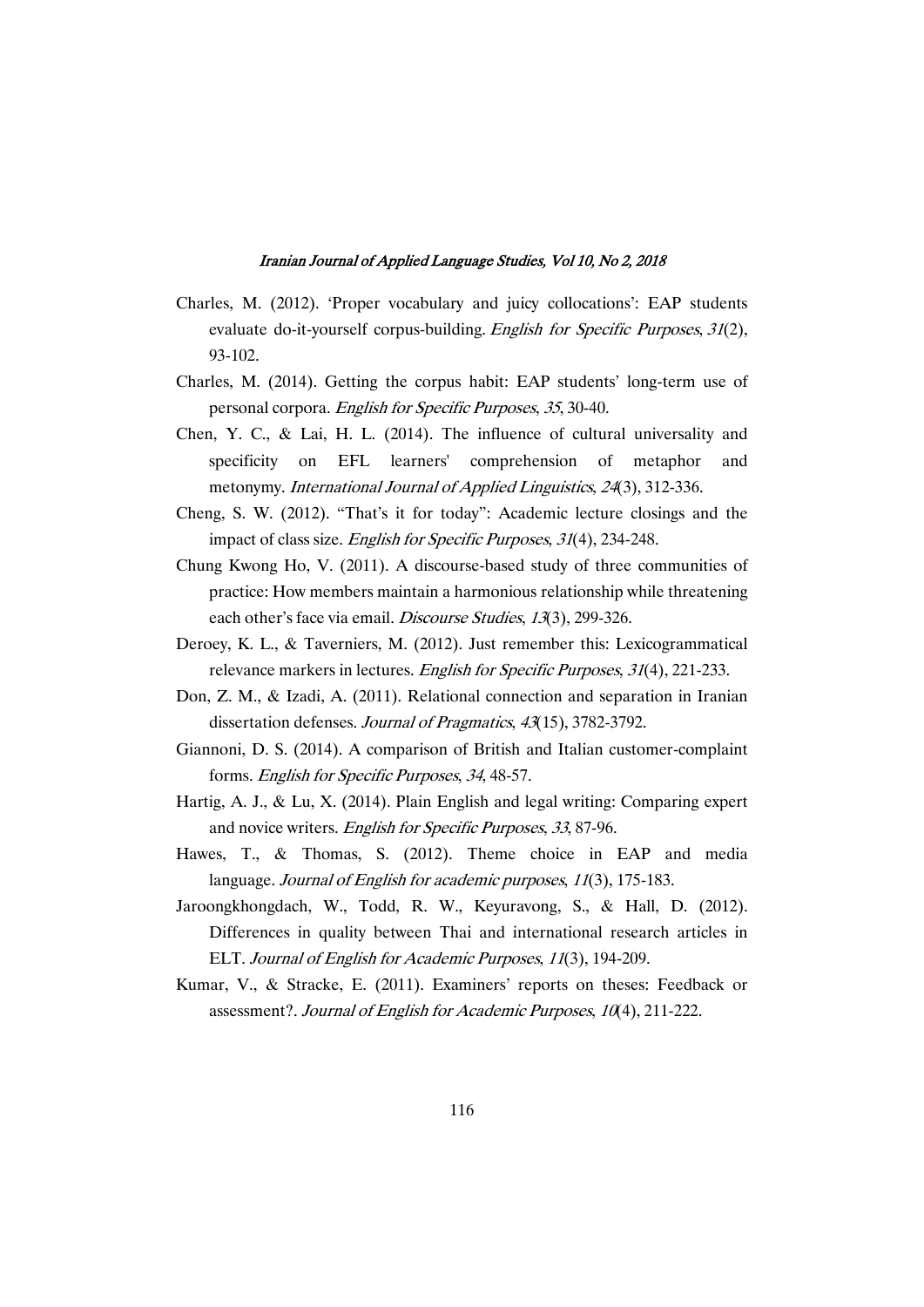Charles, M. (2012). 'Proper vocabulary and juicy collocations': EAP students evaluate do-it-yourself corpus-building. *English for Specific Purposes*, *31*(2), 93-102.

Charles, M. (2014). Getting the corpus habit: EAP students' long-term use of personal corpora. *English for Specific Purposes*, *35*, 30-40.

Chen, Y. C., & Lai, H. L. (2014). The influence of cultural universality and specificity on EFL learners' comprehension of metaphor and metonymy. *International Journal of Applied Linguistics*, *24*(3), 312-336.

Cheng, S. W. (2012). "That's it for today": Academic lecture closings and the impact of class size. *English for Specific Purposes*, *31*(4), 234-248.

Chung Kwong Ho, V. (2011). A discourse-based study of three communities of practice: How members maintain a harmonious relationship while threatening each other's face via email. *Discourse Studies*, *13*(3), 299-326.

Deroey, K. L., & Taverniers, M. (2012). Just remember this: Lexicogrammatical relevance markers in lectures. *English for Specific Purposes*, *31*(4), 221-233.

Don, Z. M., & Izadi, A. (2011). Relational connection and separation in Iranian dissertation defenses. *Journal of Pragmatics*, *43*(15), 3782-3792.

Giannoni, D. S. (2014). A comparison of British and Italian customer-complaint forms. *English for Specific Purposes*, *34*, 48-57.

Hartig, A. J., & Lu, X. (2014). Plain English and legal writing: Comparing expert and novice writers. *English for Specific Purposes*, *33*, 87-96.

Hawes, T., & Thomas, S. (2012). Theme choice in EAP and media language. *Journal of English for academic purposes*, *11*(3), 175-183.

Jaroongkhongdach, W., Todd, R. W., Keyuravong, S., & Hall, D. (2012). Differences in quality between Thai and international research articles in ELT. *Journal of English for Academic Purposes*, *11*(3), 194-209.

Kumar, V., & Stracke, E. (2011). Examiners' reports on theses: Feedback or assessment?. *Journal of English for Academic Purposes*, *10*(4), 211-222.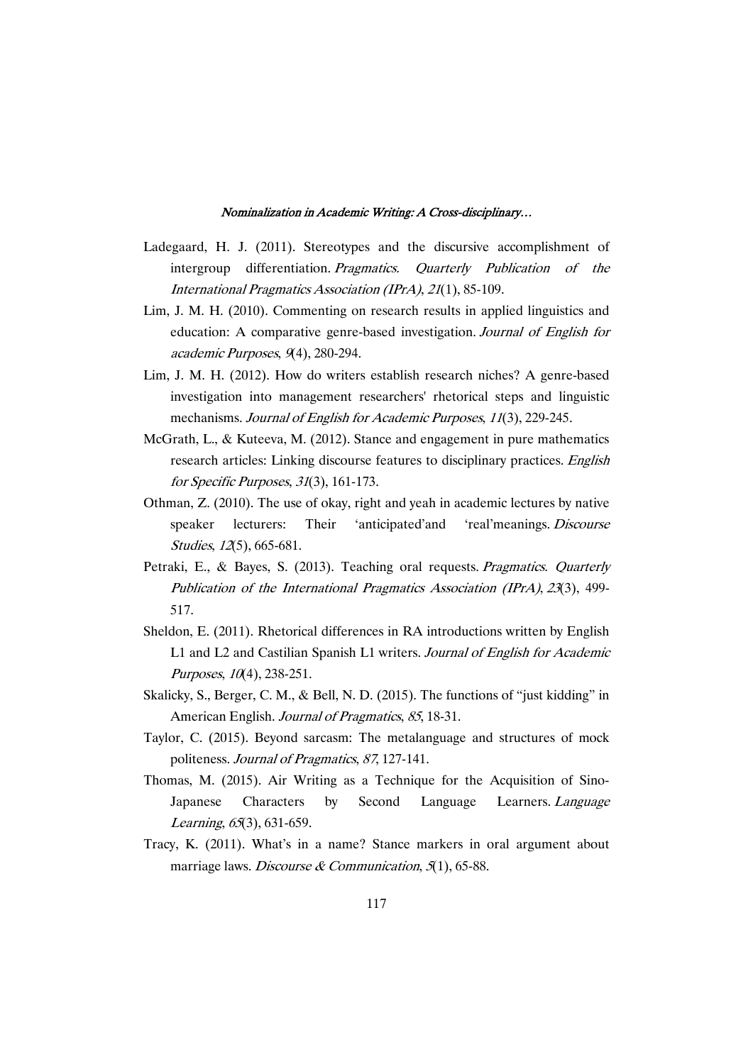Ladegaard, H. J. (2011). Stereotypes and the discursive accomplishment of intergroup differentiation. *Pragmatics. Quarterly Publication of the International Pragmatics Association (IPrA)*, *21*(1), 85-109.

Lim, J. M. H. (2010). Commenting on research results in applied linguistics and education: A comparative genre-based investigation. *Journal of English for academic Purposes*, *9*(4), 280-294.

Lim, J. M. H. (2012). How do writers establish research niches? A genre-based investigation into management researchers' rhetorical steps and linguistic mechanisms. *Journal of English for Academic Purposes*, *11*(3), 229-245.

McGrath, L., & Kuteeva, M. (2012). Stance and engagement in pure mathematics research articles: Linking discourse features to disciplinary practices. *English for Specific Purposes*, *31*(3), 161-173.

Othman, Z. (2010). The use of okay, right and yeah in academic lectures by native speaker lecturers: Their 'anticipated'and 'real'meanings. *Discourse Studies*, *12*(5), 665-681.

Petraki, E., & Bayes, S. (2013). Teaching oral requests. *Pragmatics. Quarterly Publication of the International Pragmatics Association (IPrA)*, *23*(3), 499-517.

Sheldon, E. (2011). Rhetorical differences in RA introductions written by English L1 and L2 and Castilian Spanish L1 writers. *Journal of English for Academic Purposes*, *10*(4), 238-251.

Skalicky, S., Berger, C. M., & Bell, N. D. (2015). The functions of "just kidding" in American English. *Journal of Pragmatics*, *85*, 18-31.

Taylor, C. (2015). Beyond sarcasm: The metalanguage and structures of mock politeness. *Journal of Pragmatics*, *87*, 127-141.

Thomas, M. (2015). Air Writing as a Technique for the Acquisition of Sino-Japanese Characters by Second Language Learners. *Language Learning*, *65*(3), 631-659.

Tracy, K. (2011). What's in a name? Stance markers in oral argument about marriage laws. *Discourse & Communication*, *5*(1), 65-88.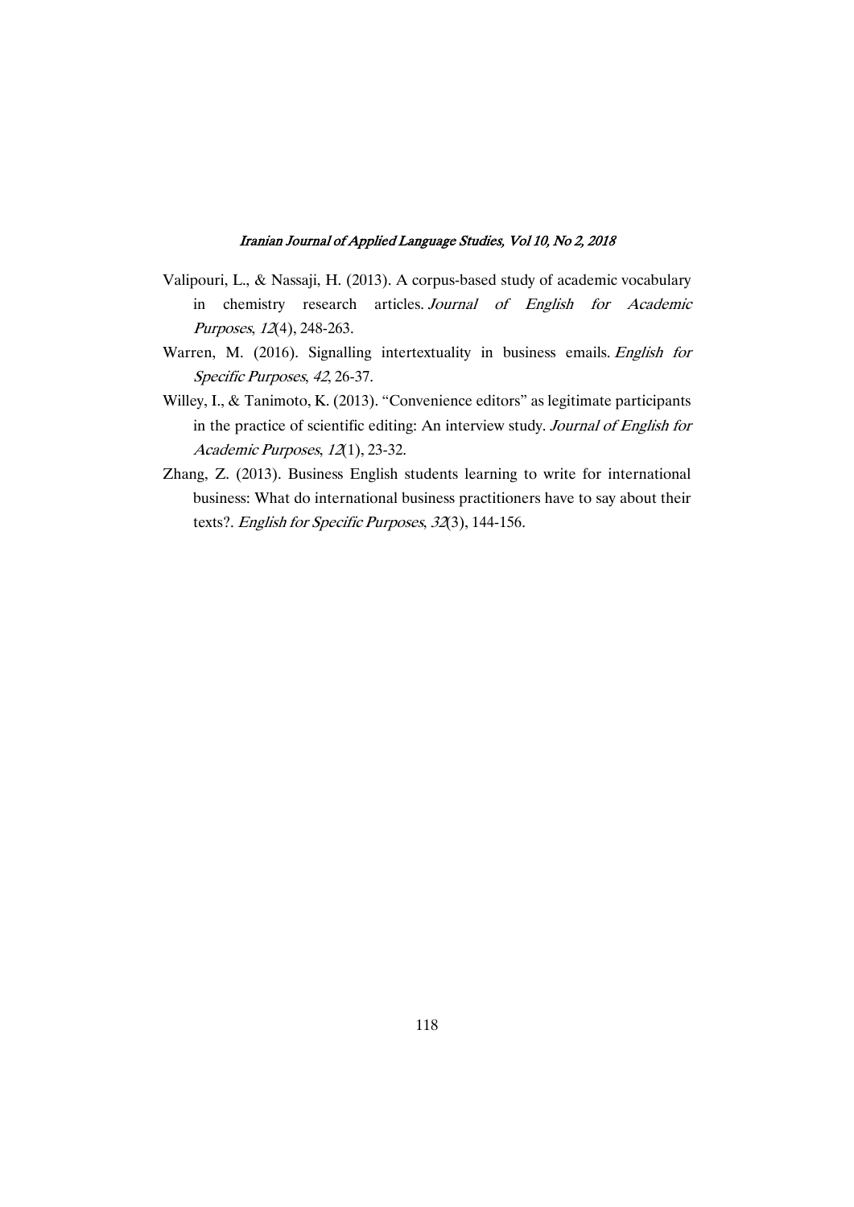Valipouri, L., & Nassaji, H. (2013). A corpus-based study of academic vocabulary in chemistry research articles. *Journal of English for Academic Purposes*, *12*(4), 248-263.

Warren, M. (2016). Signalling intertextuality in business emails. *English for Specific Purposes*, *42*, 26-37.

Willey, I., & Tanimoto, K. (2013). "Convenience editors" as legitimate participants in the practice of scientific editing: An interview study. *Journal of English for Academic Purposes*, *12*(1), 23-32.

Zhang, Z. (2013). Business English students learning to write for international business: What do international business practitioners have to say about their texts?. *English for Specific Purposes*, *32*(3), 144-156.